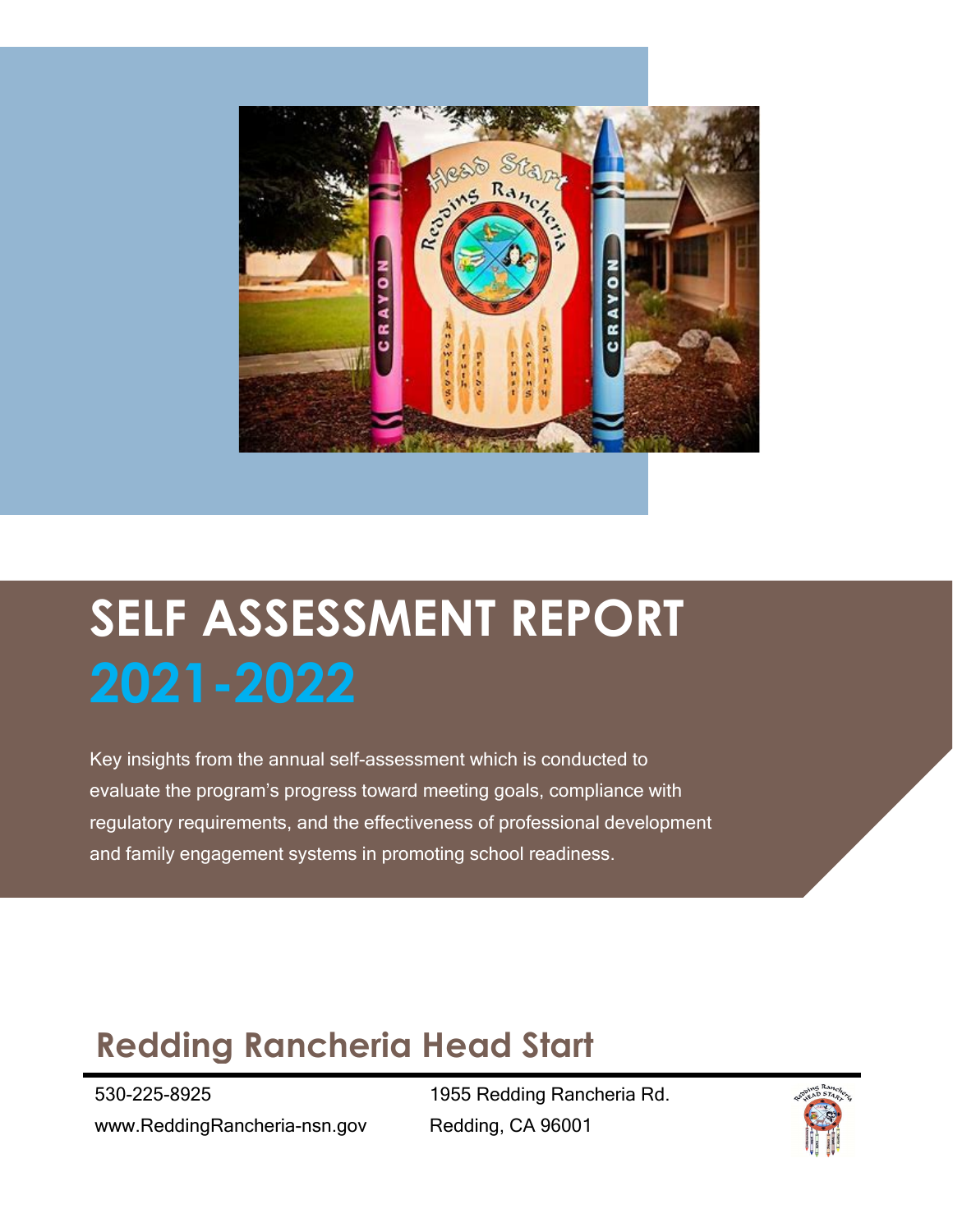# SELF ASSESSMENT REPORT 2021-2022

Key insights from the annual self-assessment which is conducted to evaluate the program's progress toward meeting goals, compliance with regulatory requirements, and the effectiveness of professional development and family engagement systems in promoting school readiness.

## Redding Rancheria Head Start

530-225-8925
www.ReddingRancheria-nsn.gov

1955 Redding Rancheria Rd.
Redding, CA 96001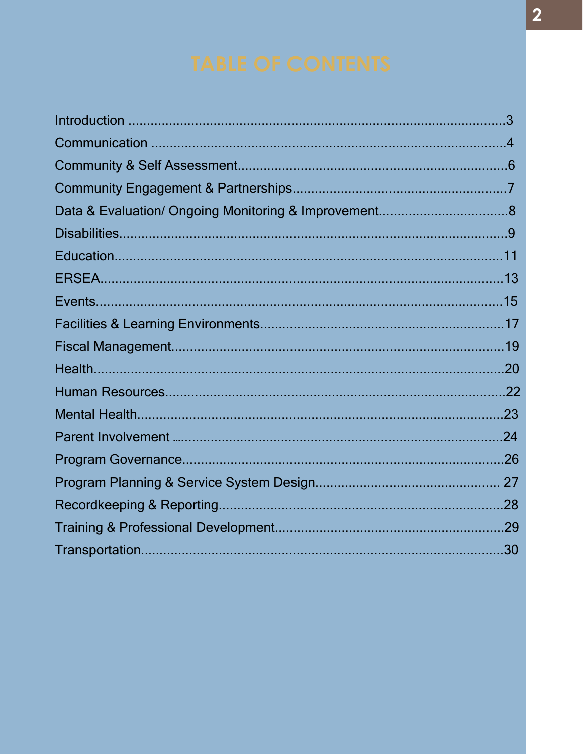# TABLE OF CONTENTS

Introduction ....................................................................................................3
Communication ...............................................................................................4
Community & Self Assessment........................................................................6
Community Engagement & Partnerships........................................................7
Data & Evaluation/ Ongoing Monitoring & Improvement..................................8
Disabilities........................................................................................................9
Education........................................................................................................11
ERSEA............................................................................................................13
Events.............................................................................................................15
Facilities & Learning Environments.................................................................17
Fiscal Management.........................................................................................19
Health.............................................................................................................20
Human Resources...........................................................................................22
Mental Health..................................................................................................23
Parent Involvement .........................................................................................24
Program Governance......................................................................................26
Program Planning & Service System Design.................................................. 27
Recordkeeping & Reporting............................................................................28
Training & Professional Development.............................................................29
Transportation.................................................................................................30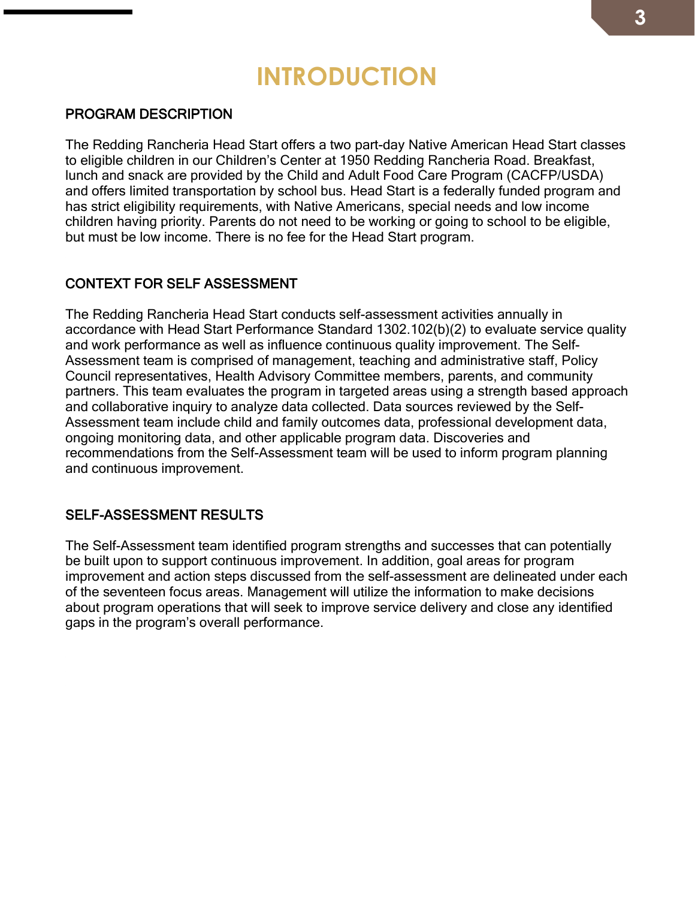# INTRODUCTION

## PROGRAM DESCRIPTION

The Redding Rancheria Head Start offers a two part-day Native American Head Start classes to eligible children in our Children's Center at 1950 Redding Rancheria Road. Breakfast, lunch and snack are provided by the Child and Adult Food Care Program (CACFP/USDA) and offers limited transportation by school bus. Head Start is a federally funded program and has strict eligibility requirements, with Native Americans, special needs and low income children having priority. Parents do not need to be working or going to school to be eligible, but must be low income. There is no fee for the Head Start program.

## CONTEXT FOR SELF ASSESSMENT

The Redding Rancheria Head Start conducts self-assessment activities annually in accordance with Head Start Performance Standard 1302.102(b)(2) to evaluate service quality and work performance as well as influence continuous quality improvement. The Self-Assessment team is comprised of management, teaching and administrative staff, Policy Council representatives, Health Advisory Committee members, parents, and community partners. This team evaluates the program in targeted areas using a strength based approach and collaborative inquiry to analyze data collected. Data sources reviewed by the Self-Assessment team include child and family outcomes data, professional development data, ongoing monitoring data, and other applicable program data. Discoveries and recommendations from the Self-Assessment team will be used to inform program planning and continuous improvement.

## SELF-ASSESSMENT RESULTS

The Self-Assessment team identified program strengths and successes that can potentially be built upon to support continuous improvement. In addition, goal areas for program improvement and action steps discussed from the self-assessment are delineated under each of the seventeen focus areas. Management will utilize the information to make decisions about program operations that will seek to improve service delivery and close any identified gaps in the program's overall performance.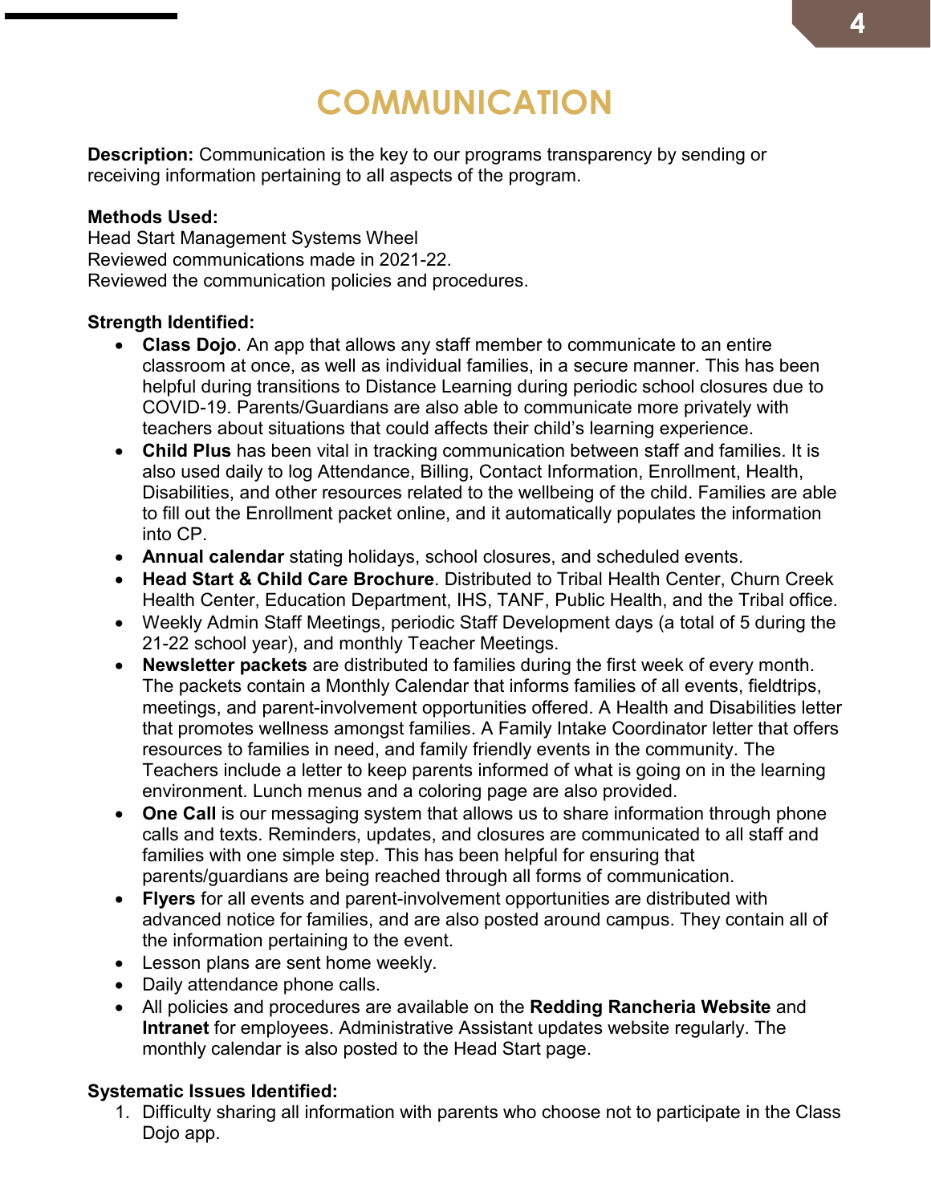# COMMUNICATION

**Description:** Communication is the key to our programs transparency by sending or receiving information pertaining to all aspects of the program.

**Methods Used:**
Head Start Management Systems Wheel
Reviewed communications made in 2021-22.
Reviewed the communication policies and procedures.

**Strength Identified:**

- **Class Dojo**. An app that allows any staff member to communicate to an entire classroom at once, as well as individual families, in a secure manner. This has been helpful during transitions to Distance Learning during periodic school closures due to COVID-19. Parents/Guardians are also able to communicate more privately with teachers about situations that could affects their child's learning experience.
- **Child Plus** has been vital in tracking communication between staff and families. It is also used daily to log Attendance, Billing, Contact Information, Enrollment, Health, Disabilities, and other resources related to the wellbeing of the child. Families are able to fill out the Enrollment packet online, and it automatically populates the information into CP.
- **Annual calendar** stating holidays, school closures, and scheduled events.
- **Head Start & Child Care Brochure**. Distributed to Tribal Health Center, Churn Creek Health Center, Education Department, IHS, TANF, Public Health, and the Tribal office.
- Weekly Admin Staff Meetings, periodic Staff Development days (a total of 5 during the 21-22 school year), and monthly Teacher Meetings.
- **Newsletter packets** are distributed to families during the first week of every month. The packets contain a Monthly Calendar that informs families of all events, fieldtrips, meetings, and parent-involvement opportunities offered. A Health and Disabilities letter that promotes wellness amongst families. A Family Intake Coordinator letter that offers resources to families in need, and family friendly events in the community. The Teachers include a letter to keep parents informed of what is going on in the learning environment. Lunch menus and a coloring page are also provided.
- **One Call** is our messaging system that allows us to share information through phone calls and texts. Reminders, updates, and closures are communicated to all staff and families with one simple step. This has been helpful for ensuring that parents/guardians are being reached through all forms of communication.
- **Flyers** for all events and parent-involvement opportunities are distributed with advanced notice for families, and are also posted around campus. They contain all of the information pertaining to the event.
- Lesson plans are sent home weekly.
- Daily attendance phone calls.
- All policies and procedures are available on the **Redding Rancheria Website** and **Intranet** for employees. Administrative Assistant updates website regularly. The monthly calendar is also posted to the Head Start page.

**Systematic Issues Identified:**

1. Difficulty sharing all information with parents who choose not to participate in the Class Dojo app.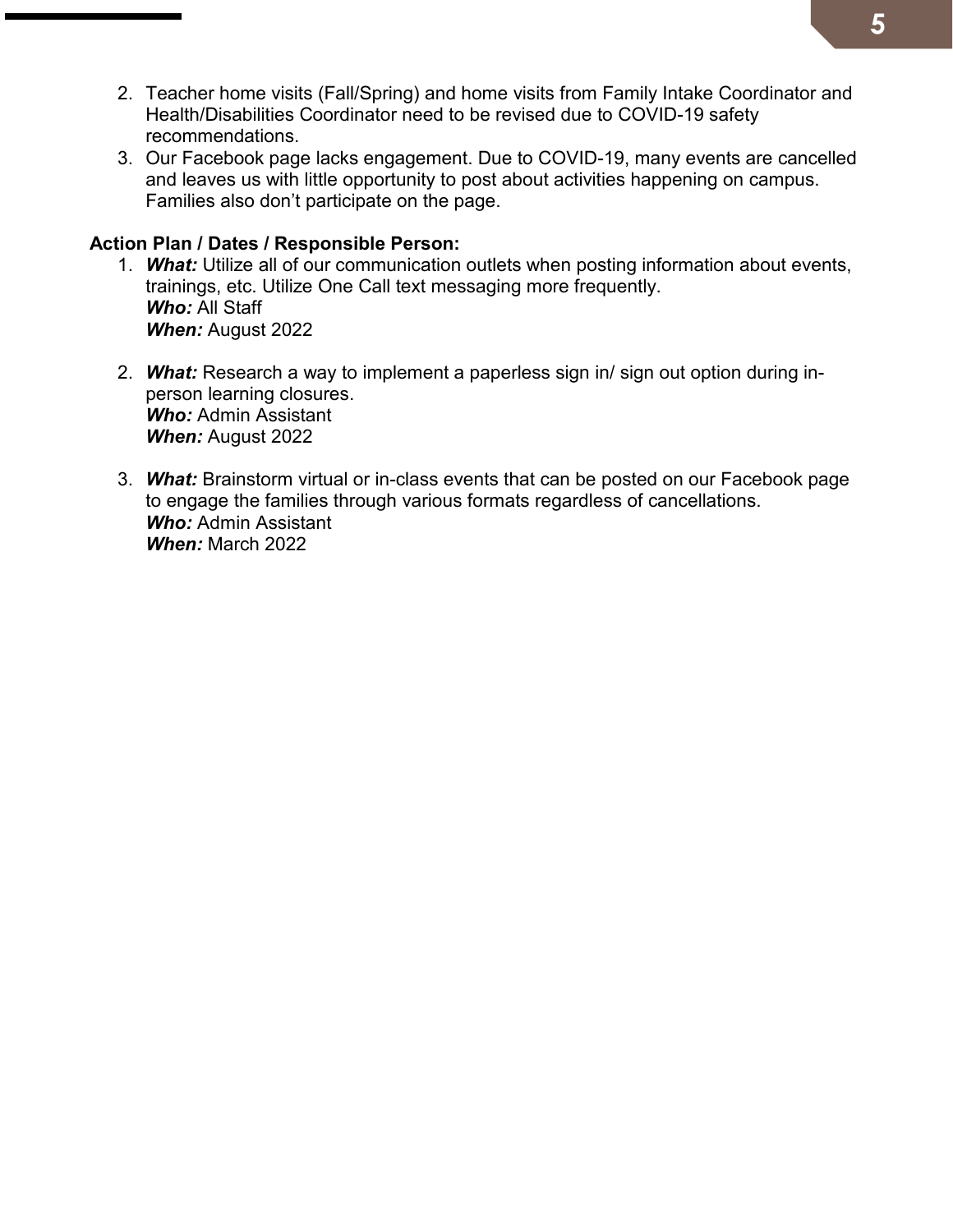2. Teacher home visits (Fall/Spring) and home visits from Family Intake Coordinator and Health/Disabilities Coordinator need to be revised due to COVID-19 safety recommendations.
3. Our Facebook page lacks engagement. Due to COVID-19, many events are cancelled and leaves us with little opportunity to post about activities happening on campus. Families also don't participate on the page.

**Action Plan / Dates / Responsible Person:**

1. ***What:*** Utilize all of our communication outlets when posting information about events, trainings, etc. Utilize One Call text messaging more frequently.
   ***Who:*** All Staff
   ***When:*** August 2022

2. ***What:*** Research a way to implement a paperless sign in/ sign out option during in-person learning closures.
   ***Who:*** Admin Assistant
   ***When:*** August 2022

3. ***What:*** Brainstorm virtual or in-class events that can be posted on our Facebook page to engage the families through various formats regardless of cancellations.
   ***Who:*** Admin Assistant
   ***When:*** March 2022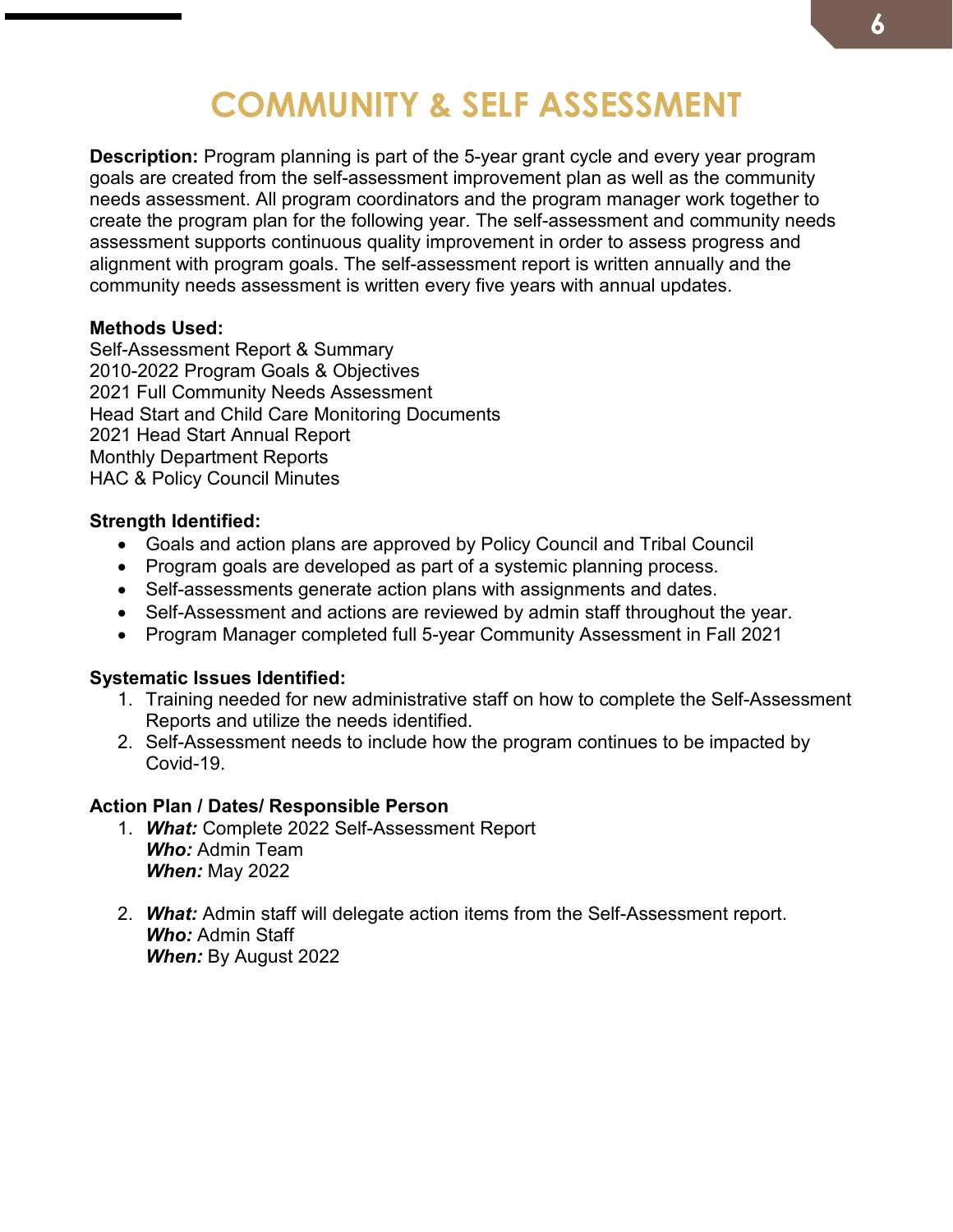# COMMUNITY & SELF ASSESSMENT

**Description:** Program planning is part of the 5-year grant cycle and every year program goals are created from the self-assessment improvement plan as well as the community needs assessment. All program coordinators and the program manager work together to create the program plan for the following year. The self-assessment and community needs assessment supports continuous quality improvement in order to assess progress and alignment with program goals. The self-assessment report is written annually and the community needs assessment is written every five years with annual updates.

**Methods Used:**
Self-Assessment Report & Summary
2010-2022 Program Goals & Objectives
2021 Full Community Needs Assessment
Head Start and Child Care Monitoring Documents
2021 Head Start Annual Report
Monthly Department Reports
HAC & Policy Council Minutes

**Strength Identified:**

- Goals and action plans are approved by Policy Council and Tribal Council
- Program goals are developed as part of a systemic planning process.
- Self-assessments generate action plans with assignments and dates.
- Self-Assessment and actions are reviewed by admin staff throughout the year.
- Program Manager completed full 5-year Community Assessment in Fall 2021

**Systematic Issues Identified:**

1. Training needed for new administrative staff on how to complete the Self-Assessment Reports and utilize the needs identified.
2. Self-Assessment needs to include how the program continues to be impacted by Covid-19.

**Action Plan / Dates/ Responsible Person**

1. ***What:*** Complete 2022 Self-Assessment Report
   ***Who:*** Admin Team
   ***When:*** May 2022

2. ***What:*** Admin staff will delegate action items from the Self-Assessment report.
   ***Who:*** Admin Staff
   ***When:*** By August 2022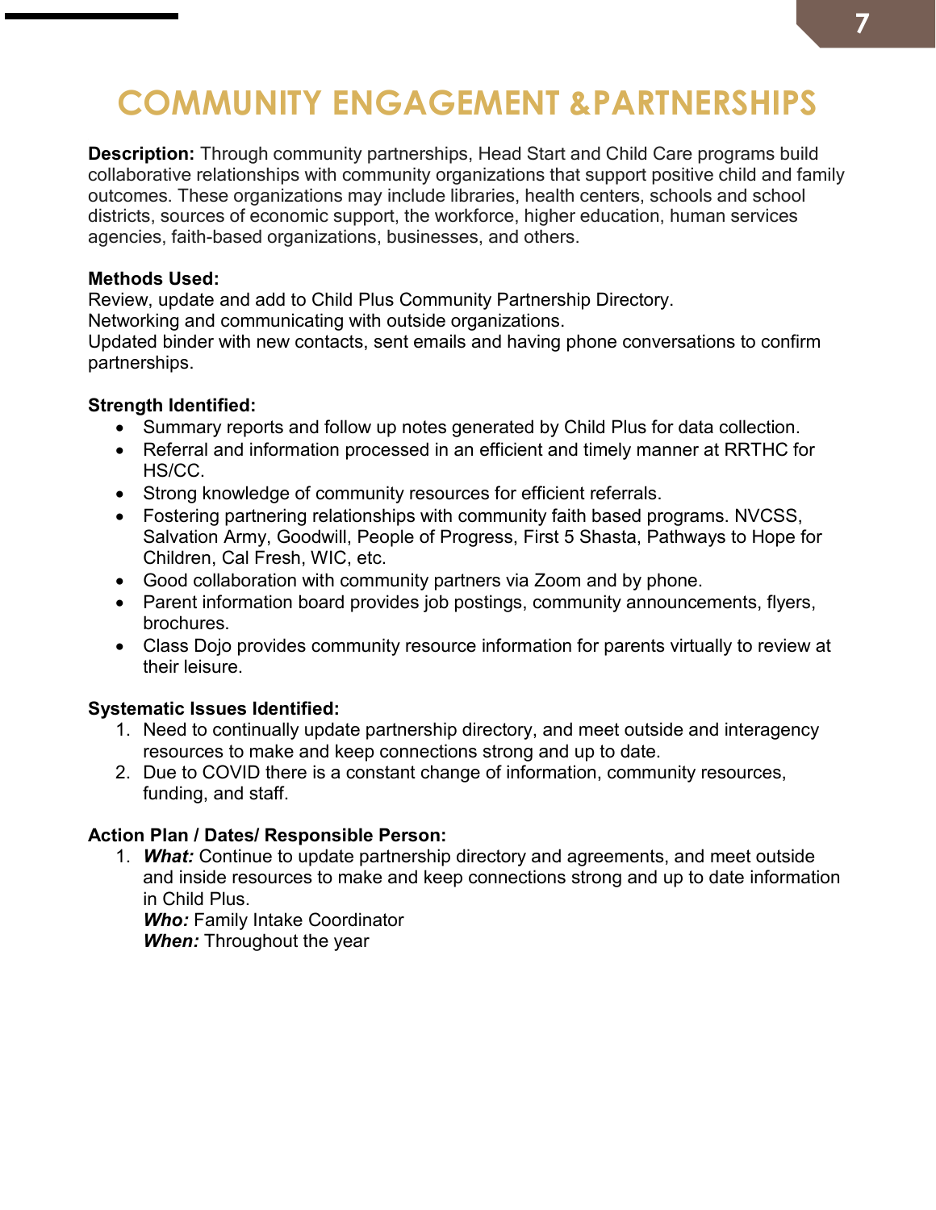# COMMUNITY ENGAGEMENT &PARTNERSHIPS

**Description:** Through community partnerships, Head Start and Child Care programs build collaborative relationships with community organizations that support positive child and family outcomes. These organizations may include libraries, health centers, schools and school districts, sources of economic support, the workforce, higher education, human services agencies, faith-based organizations, businesses, and others.

**Methods Used:**
Review, update and add to Child Plus Community Partnership Directory.
Networking and communicating with outside organizations.
Updated binder with new contacts, sent emails and having phone conversations to confirm partnerships.

**Strength Identified:**

- Summary reports and follow up notes generated by Child Plus for data collection.
- Referral and information processed in an efficient and timely manner at RRTHC for HS/CC.
- Strong knowledge of community resources for efficient referrals.
- Fostering partnering relationships with community faith based programs. NVCSS, Salvation Army, Goodwill, People of Progress, First 5 Shasta, Pathways to Hope for Children, Cal Fresh, WIC, etc.
- Good collaboration with community partners via Zoom and by phone.
- Parent information board provides job postings, community announcements, flyers, brochures.
- Class Dojo provides community resource information for parents virtually to review at their leisure.

**Systematic Issues Identified:**

1. Need to continually update partnership directory, and meet outside and interagency resources to make and keep connections strong and up to date.
2. Due to COVID there is a constant change of information, community resources, funding, and staff.

**Action Plan / Dates/ Responsible Person:**

1. ***What:*** Continue to update partnership directory and agreements, and meet outside and inside resources to make and keep connections strong and up to date information in Child Plus.
   ***Who:*** Family Intake Coordinator
   ***When:*** Throughout the year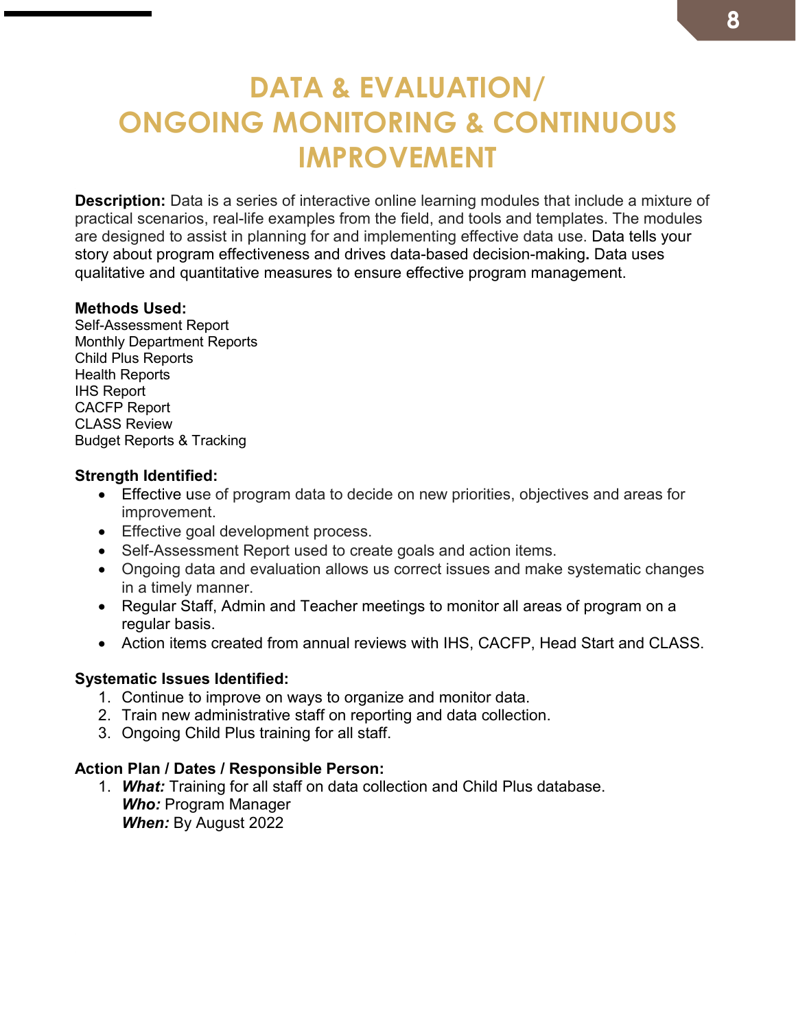# DATA & EVALUATION/ ONGOING MONITORING & CONTINUOUS IMPROVEMENT

**Description:** Data is a series of interactive online learning modules that include a mixture of practical scenarios, real-life examples from the field, and tools and templates. The modules are designed to assist in planning for and implementing effective data use. Data tells your story about program effectiveness and drives data-based decision-making**.** Data uses qualitative and quantitative measures to ensure effective program management.

**Methods Used:**
Self-Assessment Report
Monthly Department Reports
Child Plus Reports
Health Reports
IHS Report
CACFP Report
CLASS Review
Budget Reports & Tracking

**Strength Identified:**

- Effective use of program data to decide on new priorities, objectives and areas for improvement.
- Effective goal development process.
- Self-Assessment Report used to create goals and action items.
- Ongoing data and evaluation allows us correct issues and make systematic changes in a timely manner.
- Regular Staff, Admin and Teacher meetings to monitor all areas of program on a regular basis.
- Action items created from annual reviews with IHS, CACFP, Head Start and CLASS.

**Systematic Issues Identified:**

1. Continue to improve on ways to organize and monitor data.
2. Train new administrative staff on reporting and data collection.
3. Ongoing Child Plus training for all staff.

**Action Plan / Dates / Responsible Person:**

1. ***What:*** Training for all staff on data collection and Child Plus database.
   ***Who:*** Program Manager
   ***When:*** By August 2022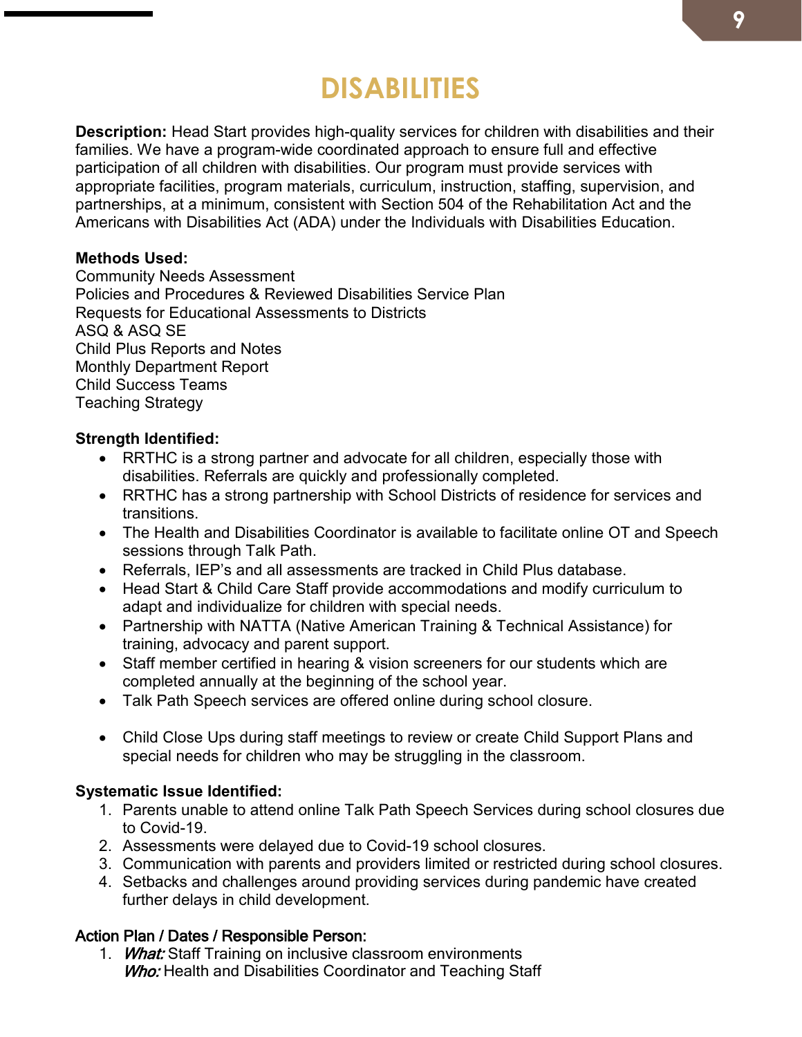# DISABILITIES

**Description:** Head Start provides high-quality services for children with disabilities and their families. We have a program-wide coordinated approach to ensure full and effective participation of all children with disabilities. Our program must provide services with appropriate facilities, program materials, curriculum, instruction, staffing, supervision, and partnerships, at a minimum, consistent with Section 504 of the Rehabilitation Act and the Americans with Disabilities Act (ADA) under the Individuals with Disabilities Education.

**Methods Used:**
Community Needs Assessment
Policies and Procedures & Reviewed Disabilities Service Plan
Requests for Educational Assessments to Districts
ASQ & ASQ SE
Child Plus Reports and Notes
Monthly Department Report
Child Success Teams
Teaching Strategy

**Strength Identified:**

- RRTHC is a strong partner and advocate for all children, especially those with disabilities. Referrals are quickly and professionally completed.
- RRTHC has a strong partnership with School Districts of residence for services and transitions.
- The Health and Disabilities Coordinator is available to facilitate online OT and Speech sessions through Talk Path.
- Referrals, IEP's and all assessments are tracked in Child Plus database.
- Head Start & Child Care Staff provide accommodations and modify curriculum to adapt and individualize for children with special needs.
- Partnership with NATTA (Native American Training & Technical Assistance) for training, advocacy and parent support.
- Staff member certified in hearing & vision screeners for our students which are completed annually at the beginning of the school year.
- Talk Path Speech services are offered online during school closure.
- Child Close Ups during staff meetings to review or create Child Support Plans and special needs for children who may be struggling in the classroom.

**Systematic Issue Identified:**

1. Parents unable to attend online Talk Path Speech Services during school closures due to Covid-19.
2. Assessments were delayed due to Covid-19 school closures.
3. Communication with parents and providers limited or restricted during school closures.
4. Setbacks and challenges around providing services during pandemic have created further delays in child development.

**Action Plan / Dates / Responsible Person:**

1. ***What:*** Staff Training on inclusive classroom environments
   ***Who:*** Health and Disabilities Coordinator and Teaching Staff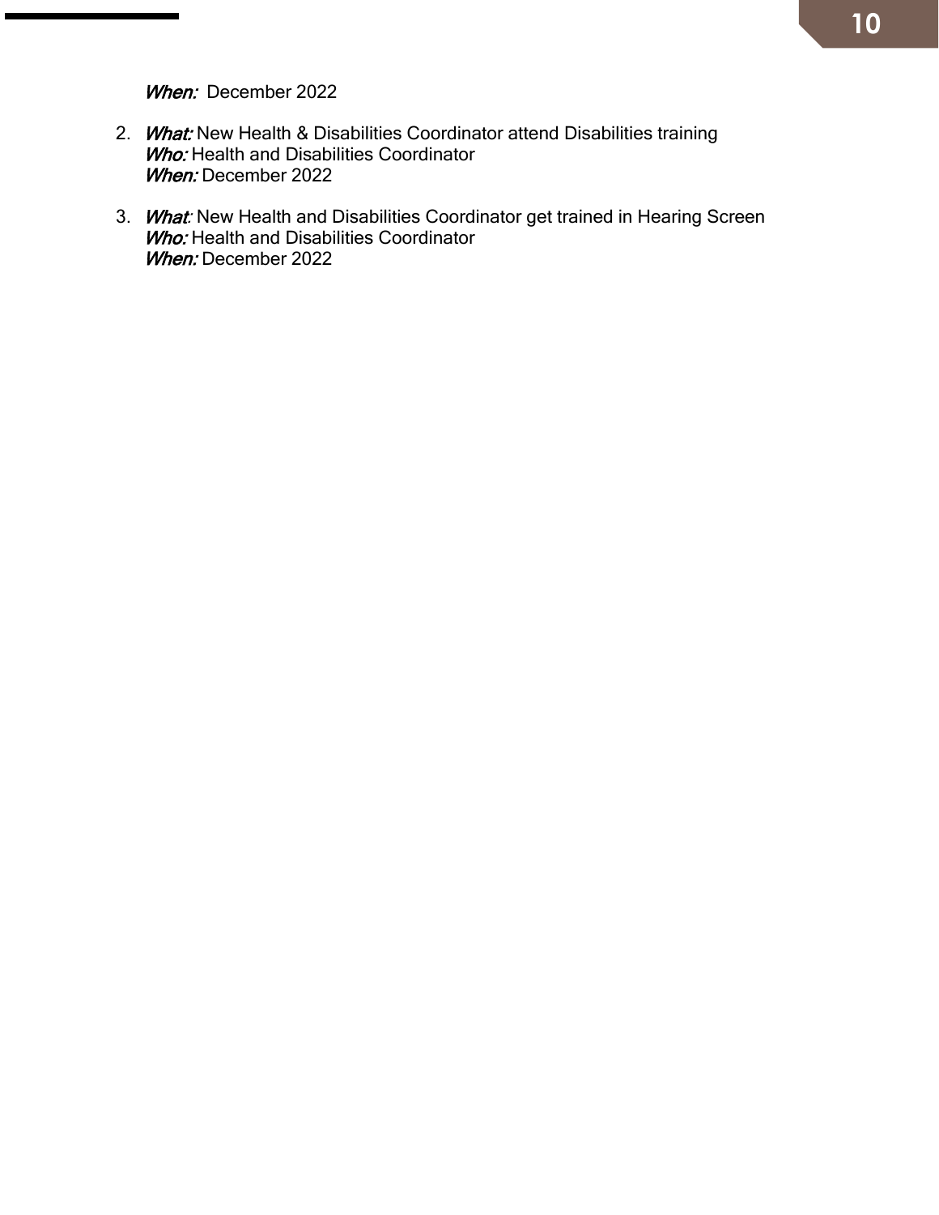*When:* December 2022

2. *What:* New Health & Disabilities Coordinator attend Disabilities training
   *Who:* Health and Disabilities Coordinator
   *When:* December 2022

3. *What*: New Health and Disabilities Coordinator get trained in Hearing Screen
   *Who:* Health and Disabilities Coordinator
   *When:* December 2022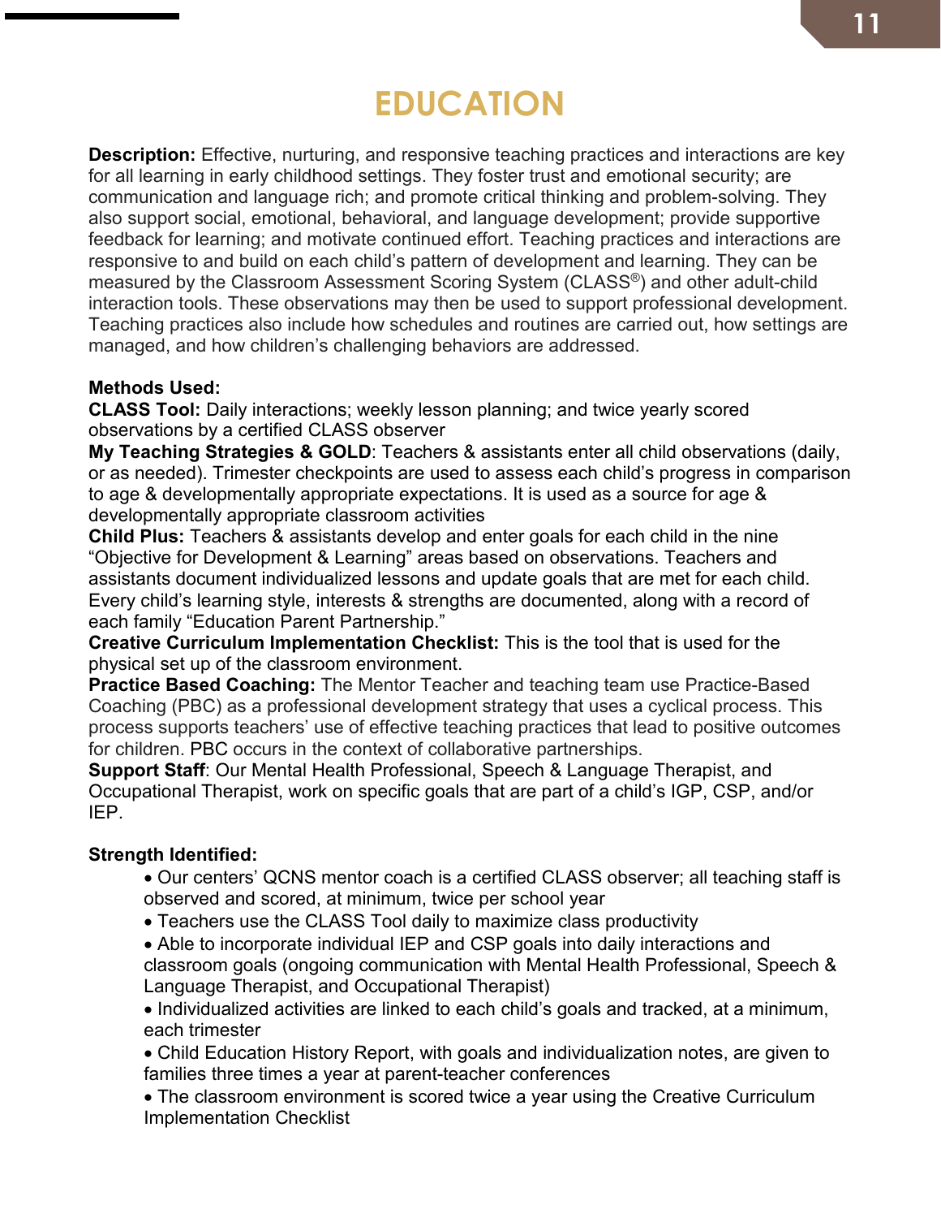# EDUCATION

**Description:** Effective, nurturing, and responsive teaching practices and interactions are key for all learning in early childhood settings. They foster trust and emotional security; are communication and language rich; and promote critical thinking and problem-solving. They also support social, emotional, behavioral, and language development; provide supportive feedback for learning; and motivate continued effort. Teaching practices and interactions are responsive to and build on each child's pattern of development and learning. They can be measured by the Classroom Assessment Scoring System (CLASS®) and other adult-child interaction tools. These observations may then be used to support professional development. Teaching practices also include how schedules and routines are carried out, how settings are managed, and how children's challenging behaviors are addressed.

**Methods Used:**
**CLASS Tool:** Daily interactions; weekly lesson planning; and twice yearly scored observations by a certified CLASS observer
**My Teaching Strategies & GOLD**: Teachers & assistants enter all child observations (daily, or as needed). Trimester checkpoints are used to assess each child's progress in comparison to age & developmentally appropriate expectations. It is used as a source for age & developmentally appropriate classroom activities
**Child Plus:** Teachers & assistants develop and enter goals for each child in the nine "Objective for Development & Learning" areas based on observations. Teachers and assistants document individualized lessons and update goals that are met for each child. Every child's learning style, interests & strengths are documented, along with a record of each family "Education Parent Partnership."
**Creative Curriculum Implementation Checklist:** This is the tool that is used for the physical set up of the classroom environment.
**Practice Based Coaching:** The Mentor Teacher and teaching team use Practice-Based Coaching (PBC) as a professional development strategy that uses a cyclical process. This process supports teachers' use of effective teaching practices that lead to positive outcomes for children. PBC occurs in the context of collaborative partnerships.
**Support Staff**: Our Mental Health Professional, Speech & Language Therapist, and Occupational Therapist, work on specific goals that are part of a child's IGP, CSP, and/or IEP.

**Strength Identified:**

- Our centers' QCNS mentor coach is a certified CLASS observer; all teaching staff is observed and scored, at minimum, twice per school year
- Teachers use the CLASS Tool daily to maximize class productivity
- Able to incorporate individual IEP and CSP goals into daily interactions and classroom goals (ongoing communication with Mental Health Professional, Speech & Language Therapist, and Occupational Therapist)
- Individualized activities are linked to each child's goals and tracked, at a minimum, each trimester
- Child Education History Report, with goals and individualization notes, are given to families three times a year at parent-teacher conferences
- The classroom environment is scored twice a year using the Creative Curriculum Implementation Checklist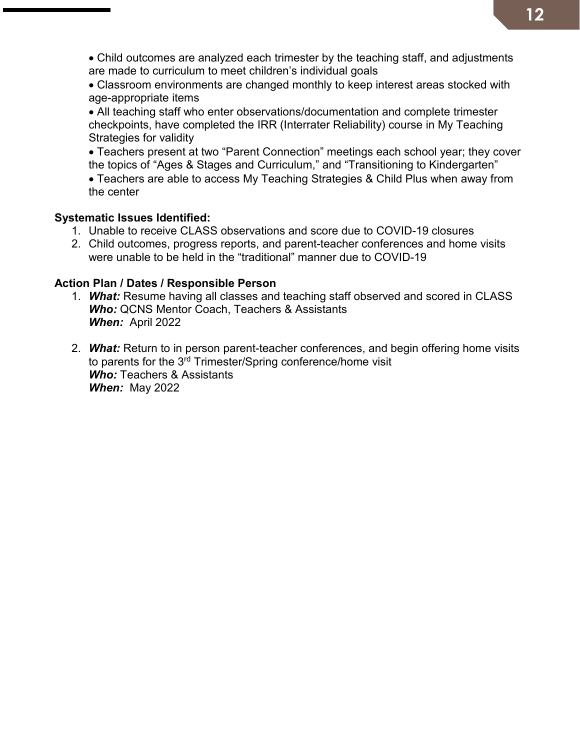- Child outcomes are analyzed each trimester by the teaching staff, and adjustments are made to curriculum to meet children's individual goals
- Classroom environments are changed monthly to keep interest areas stocked with age-appropriate items
- All teaching staff who enter observations/documentation and complete trimester checkpoints, have completed the IRR (Interrater Reliability) course in My Teaching Strategies for validity
- Teachers present at two "Parent Connection" meetings each school year; they cover the topics of "Ages & Stages and Curriculum," and "Transitioning to Kindergarten"
- Teachers are able to access My Teaching Strategies & Child Plus when away from the center

**Systematic Issues Identified:**

1. Unable to receive CLASS observations and score due to COVID-19 closures
2. Child outcomes, progress reports, and parent-teacher conferences and home visits were unable to be held in the "traditional" manner due to COVID-19

**Action Plan / Dates / Responsible Person**

1. ***What:*** Resume having all classes and teaching staff observed and scored in CLASS
   ***Who:*** QCNS Mentor Coach, Teachers & Assistants
   ***When:*** April 2022

2. ***What:*** Return to in person parent-teacher conferences, and begin offering home visits to parents for the 3rd Trimester/Spring conference/home visit
   ***Who:*** Teachers & Assistants
   ***When:*** May 2022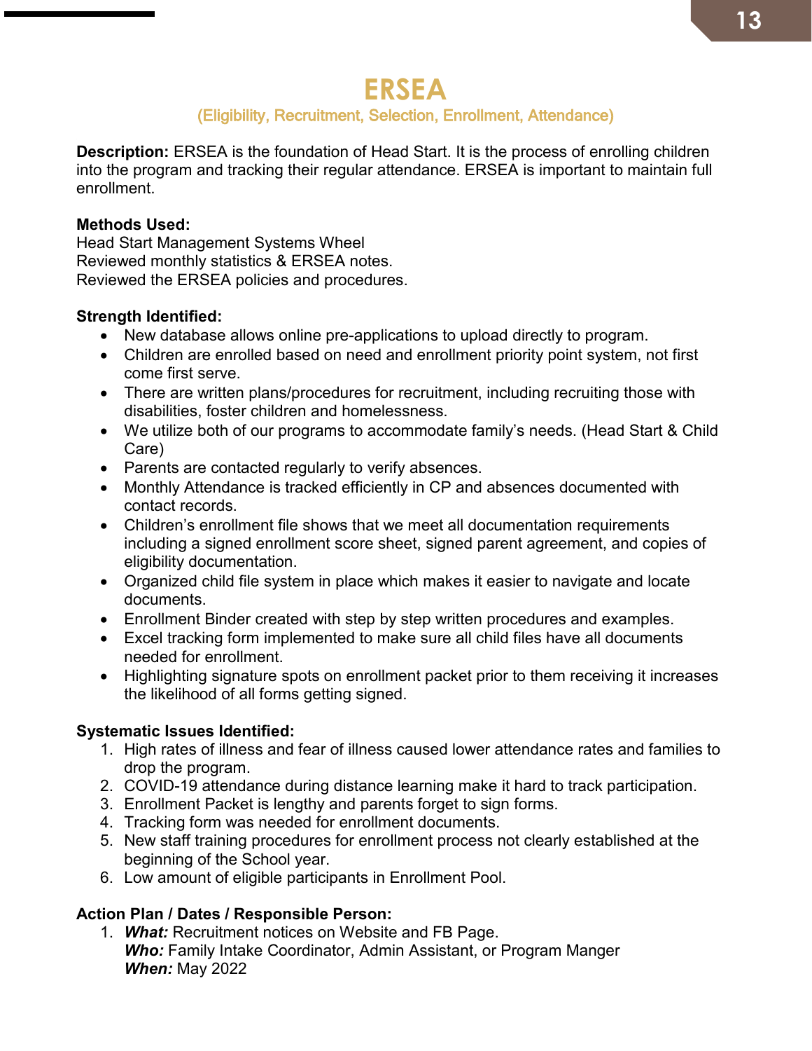# ERSEA

## (Eligibility, Recruitment, Selection, Enrollment, Attendance)

**Description:** ERSEA is the foundation of Head Start. It is the process of enrolling children into the program and tracking their regular attendance. ERSEA is important to maintain full enrollment.

**Methods Used:**
Head Start Management Systems Wheel
Reviewed monthly statistics & ERSEA notes.
Reviewed the ERSEA policies and procedures.

**Strength Identified:**

- New database allows online pre-applications to upload directly to program.
- Children are enrolled based on need and enrollment priority point system, not first come first serve.
- There are written plans/procedures for recruitment, including recruiting those with disabilities, foster children and homelessness.
- We utilize both of our programs to accommodate family's needs. (Head Start & Child Care)
- Parents are contacted regularly to verify absences.
- Monthly Attendance is tracked efficiently in CP and absences documented with contact records.
- Children's enrollment file shows that we meet all documentation requirements including a signed enrollment score sheet, signed parent agreement, and copies of eligibility documentation.
- Organized child file system in place which makes it easier to navigate and locate documents.
- Enrollment Binder created with step by step written procedures and examples.
- Excel tracking form implemented to make sure all child files have all documents needed for enrollment.
- Highlighting signature spots on enrollment packet prior to them receiving it increases the likelihood of all forms getting signed.

**Systematic Issues Identified:**

1. High rates of illness and fear of illness caused lower attendance rates and families to drop the program.
2. COVID-19 attendance during distance learning make it hard to track participation.
3. Enrollment Packet is lengthy and parents forget to sign forms.
4. Tracking form was needed for enrollment documents.
5. New staff training procedures for enrollment process not clearly established at the beginning of the School year.
6. Low amount of eligible participants in Enrollment Pool.

**Action Plan / Dates / Responsible Person:**

1. ***What:*** Recruitment notices on Website and FB Page.
   ***Who:*** Family Intake Coordinator, Admin Assistant, or Program Manger
   ***When:*** May 2022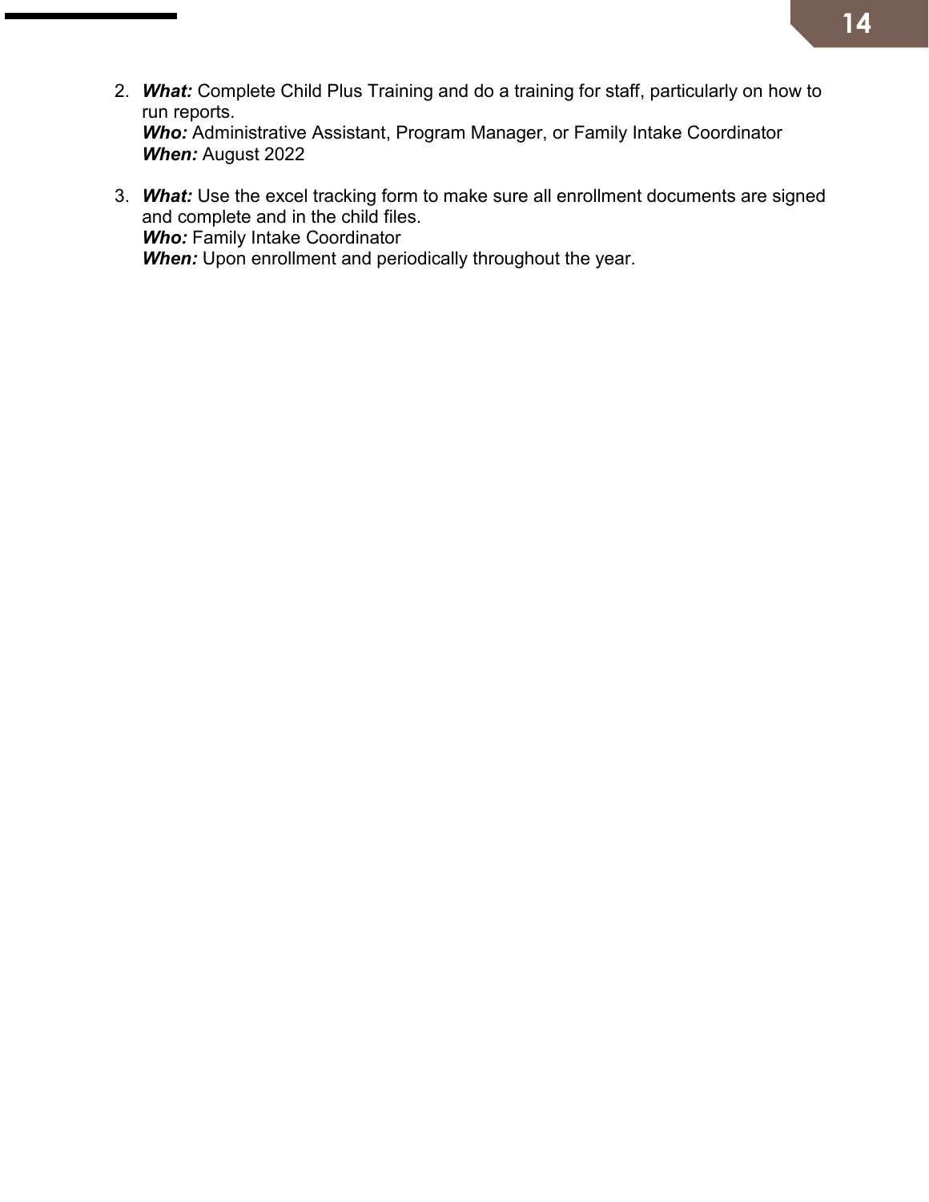2. ***What:*** Complete Child Plus Training and do a training for staff, particularly on how to run reports.
   ***Who:*** Administrative Assistant, Program Manager, or Family Intake Coordinator
   ***When:*** August 2022

3. ***What:*** Use the excel tracking form to make sure all enrollment documents are signed and complete and in the child files.
   ***Who:*** Family Intake Coordinator
   ***When:*** Upon enrollment and periodically throughout the year.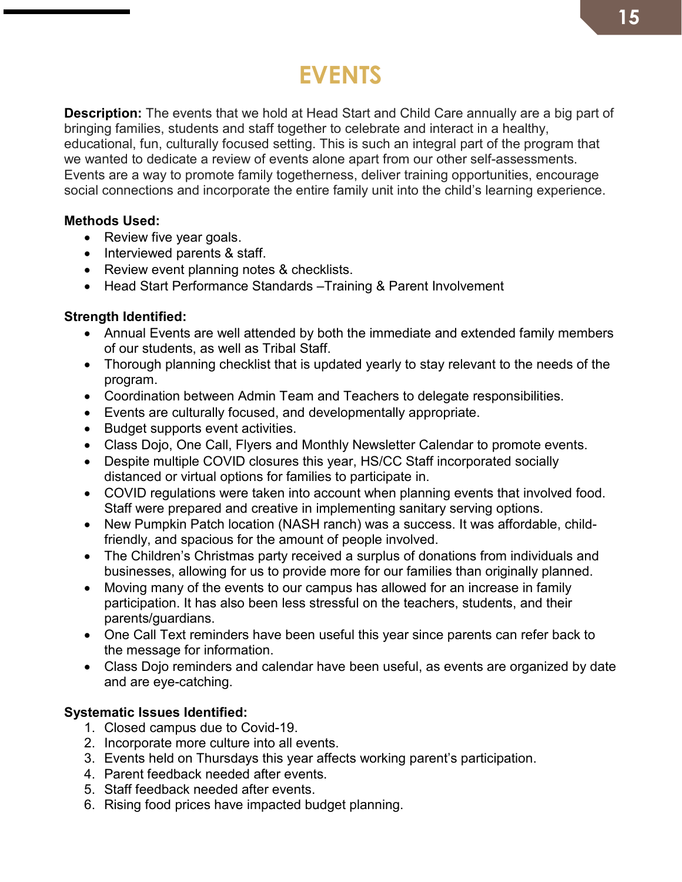# EVENTS

**Description:** The events that we hold at Head Start and Child Care annually are a big part of bringing families, students and staff together to celebrate and interact in a healthy, educational, fun, culturally focused setting. This is such an integral part of the program that we wanted to dedicate a review of events alone apart from our other self-assessments. Events are a way to promote family togetherness, deliver training opportunities, encourage social connections and incorporate the entire family unit into the child's learning experience.

**Methods Used:**

- Review five year goals.
- Interviewed parents & staff.
- Review event planning notes & checklists.
- Head Start Performance Standards –Training & Parent Involvement

**Strength Identified:**

- Annual Events are well attended by both the immediate and extended family members of our students, as well as Tribal Staff.
- Thorough planning checklist that is updated yearly to stay relevant to the needs of the program.
- Coordination between Admin Team and Teachers to delegate responsibilities.
- Events are culturally focused, and developmentally appropriate.
- Budget supports event activities.
- Class Dojo, One Call, Flyers and Monthly Newsletter Calendar to promote events.
- Despite multiple COVID closures this year, HS/CC Staff incorporated socially distanced or virtual options for families to participate in.
- COVID regulations were taken into account when planning events that involved food. Staff were prepared and creative in implementing sanitary serving options.
- New Pumpkin Patch location (NASH ranch) was a success. It was affordable, child-friendly, and spacious for the amount of people involved.
- The Children's Christmas party received a surplus of donations from individuals and businesses, allowing for us to provide more for our families than originally planned.
- Moving many of the events to our campus has allowed for an increase in family participation. It has also been less stressful on the teachers, students, and their parents/guardians.
- One Call Text reminders have been useful this year since parents can refer back to the message for information.
- Class Dojo reminders and calendar have been useful, as events are organized by date and are eye-catching.

**Systematic Issues Identified:**

1. Closed campus due to Covid-19.
2. Incorporate more culture into all events.
3. Events held on Thursdays this year affects working parent's participation.
4. Parent feedback needed after events.
5. Staff feedback needed after events.
6. Rising food prices have impacted budget planning.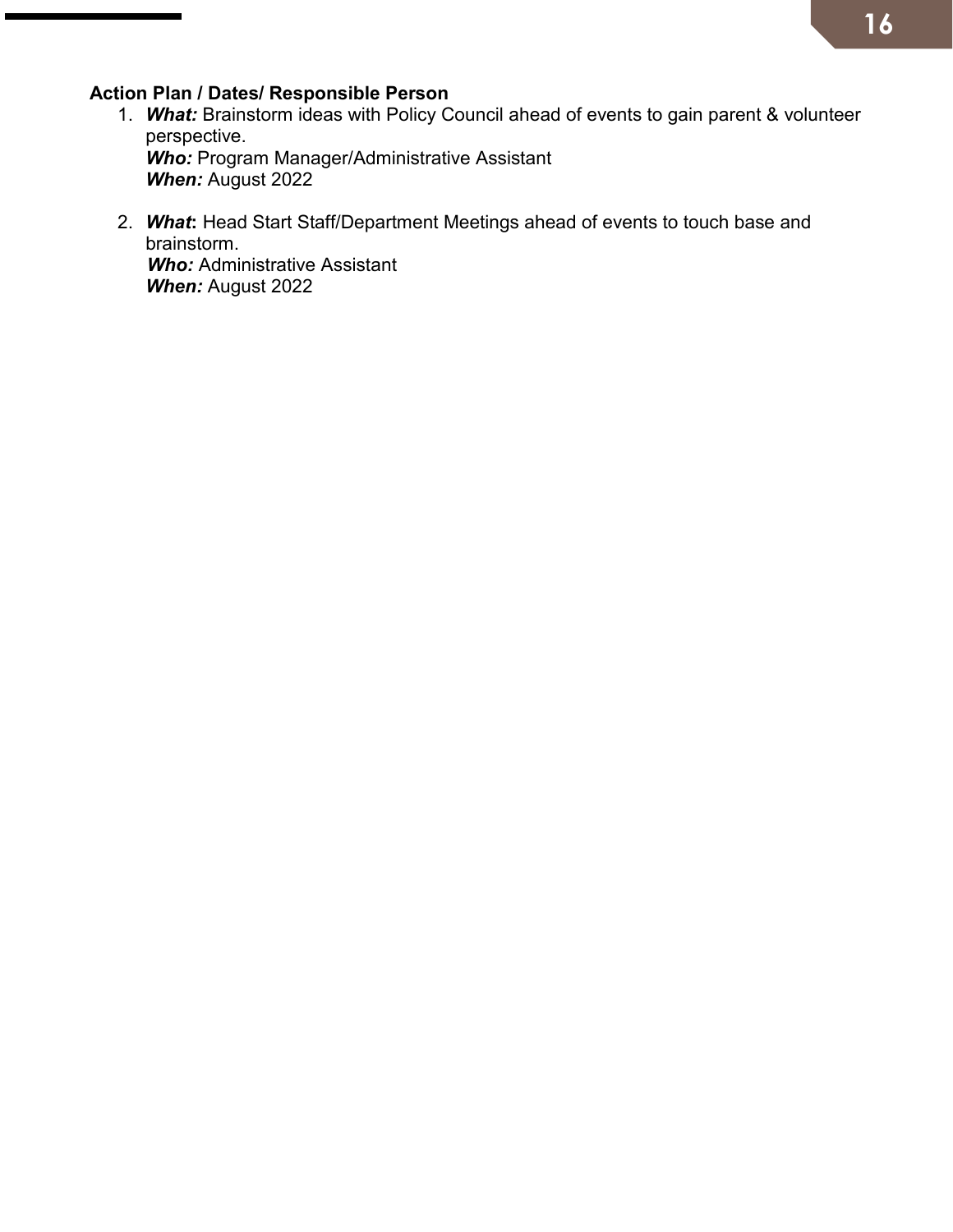**Action Plan / Dates/ Responsible Person**

1. ***What:*** Brainstorm ideas with Policy Council ahead of events to gain parent & volunteer perspective.
   ***Who:*** Program Manager/Administrative Assistant
   ***When:*** August 2022

2. ***What*****:** Head Start Staff/Department Meetings ahead of events to touch base and brainstorm.
   ***Who:*** Administrative Assistant
   ***When:*** August 2022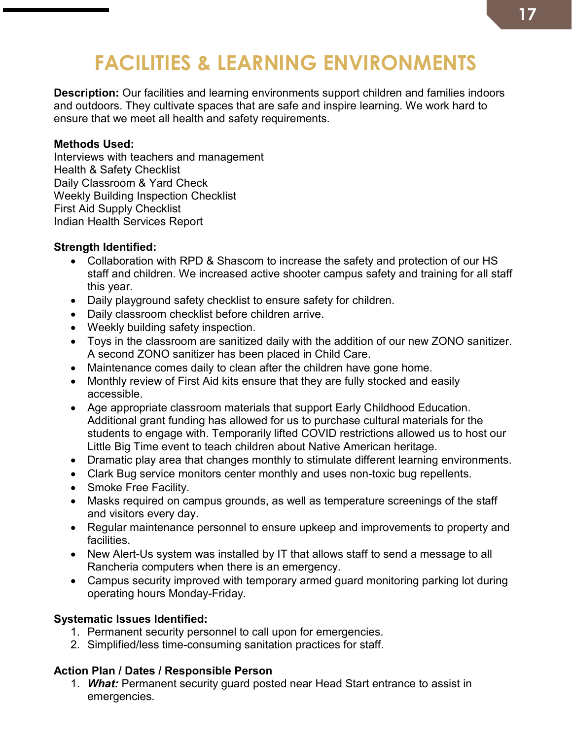# FACILITIES & LEARNING ENVIRONMENTS

**Description:** Our facilities and learning environments support children and families indoors and outdoors. They cultivate spaces that are safe and inspire learning. We work hard to ensure that we meet all health and safety requirements.

**Methods Used:**
Interviews with teachers and management
Health & Safety Checklist
Daily Classroom & Yard Check
Weekly Building Inspection Checklist
First Aid Supply Checklist
Indian Health Services Report

**Strength Identified:**

- Collaboration with RPD & Shascom to increase the safety and protection of our HS staff and children. We increased active shooter campus safety and training for all staff this year.
- Daily playground safety checklist to ensure safety for children.
- Daily classroom checklist before children arrive.
- Weekly building safety inspection.
- Toys in the classroom are sanitized daily with the addition of our new ZONO sanitizer. A second ZONO sanitizer has been placed in Child Care.
- Maintenance comes daily to clean after the children have gone home.
- Monthly review of First Aid kits ensure that they are fully stocked and easily accessible.
- Age appropriate classroom materials that support Early Childhood Education. Additional grant funding has allowed for us to purchase cultural materials for the students to engage with. Temporarily lifted COVID restrictions allowed us to host our Little Big Time event to teach children about Native American heritage.
- Dramatic play area that changes monthly to stimulate different learning environments.
- Clark Bug service monitors center monthly and uses non-toxic bug repellents.
- Smoke Free Facility.
- Masks required on campus grounds, as well as temperature screenings of the staff and visitors every day.
- Regular maintenance personnel to ensure upkeep and improvements to property and facilities.
- New Alert-Us system was installed by IT that allows staff to send a message to all Rancheria computers when there is an emergency.
- Campus security improved with temporary armed guard monitoring parking lot during operating hours Monday-Friday.

**Systematic Issues Identified:**

1. Permanent security personnel to call upon for emergencies.
2. Simplified/less time-consuming sanitation practices for staff.

**Action Plan / Dates / Responsible Person**

1. ***What:*** Permanent security guard posted near Head Start entrance to assist in emergencies.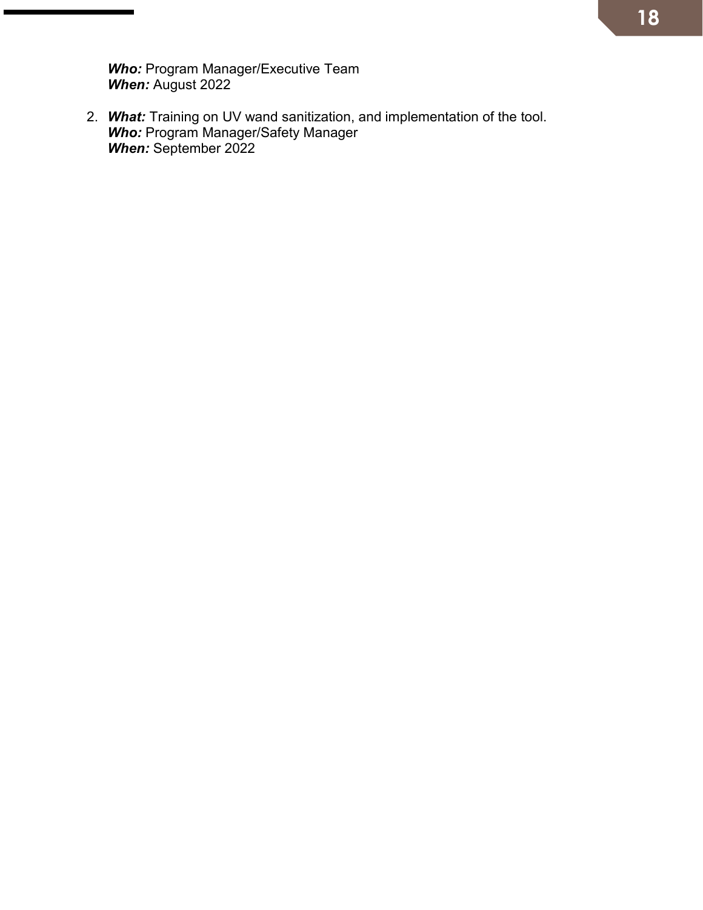***Who:*** Program Manager/Executive Team
***When:*** August 2022

2. ***What:*** Training on UV wand sanitization, and implementation of the tool.
   ***Who:*** Program Manager/Safety Manager
   ***When:*** September 2022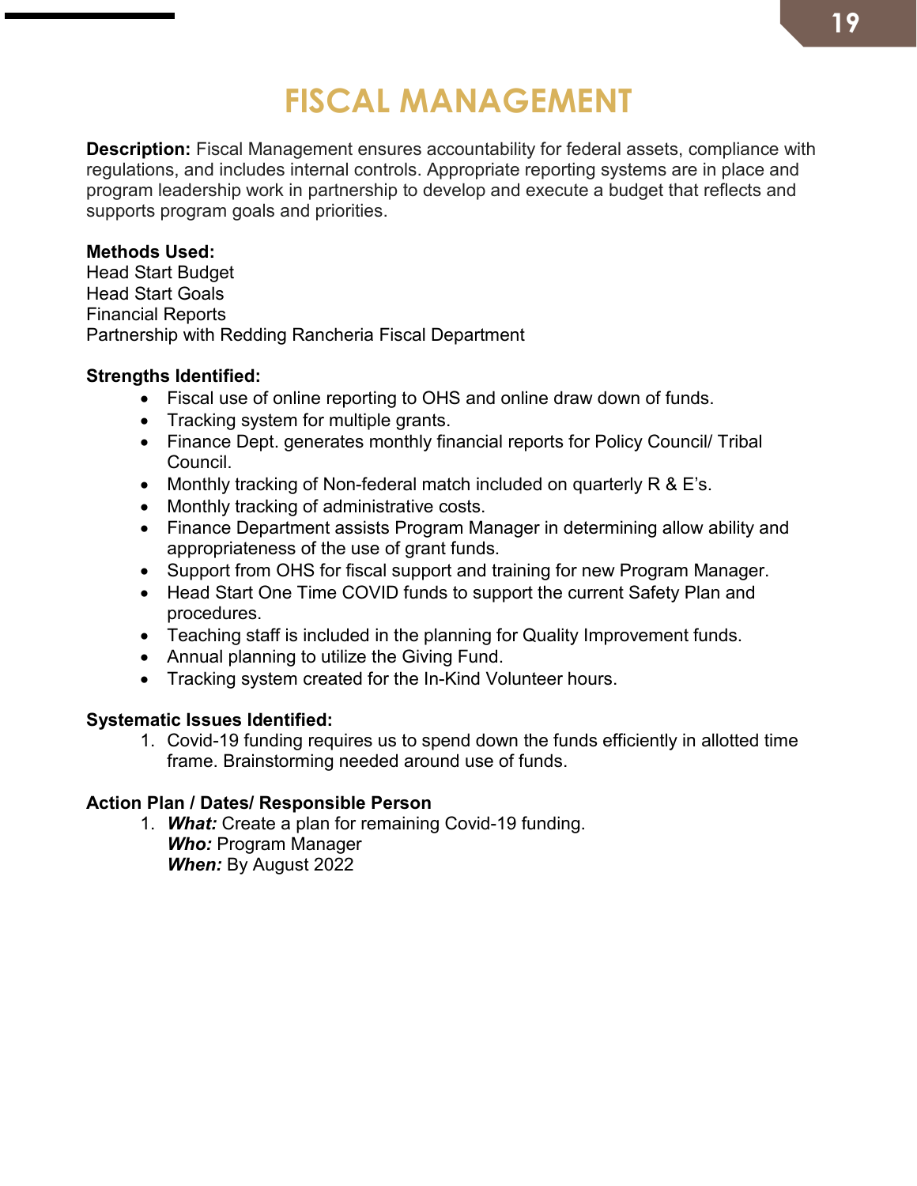# FISCAL MANAGEMENT

**Description:** Fiscal Management ensures accountability for federal assets, compliance with regulations, and includes internal controls. Appropriate reporting systems are in place and program leadership work in partnership to develop and execute a budget that reflects and supports program goals and priorities.

**Methods Used:**
Head Start Budget
Head Start Goals
Financial Reports
Partnership with Redding Rancheria Fiscal Department

**Strengths Identified:**

- Fiscal use of online reporting to OHS and online draw down of funds.
- Tracking system for multiple grants.
- Finance Dept. generates monthly financial reports for Policy Council/ Tribal Council.
- Monthly tracking of Non-federal match included on quarterly R & E's.
- Monthly tracking of administrative costs.
- Finance Department assists Program Manager in determining allow ability and appropriateness of the use of grant funds.
- Support from OHS for fiscal support and training for new Program Manager.
- Head Start One Time COVID funds to support the current Safety Plan and procedures.
- Teaching staff is included in the planning for Quality Improvement funds.
- Annual planning to utilize the Giving Fund.
- Tracking system created for the In-Kind Volunteer hours.

**Systematic Issues Identified:**

1. Covid-19 funding requires us to spend down the funds efficiently in allotted time frame. Brainstorming needed around use of funds.

**Action Plan / Dates/ Responsible Person**

1. ***What:*** Create a plan for remaining Covid-19 funding.
   ***Who:*** Program Manager
   ***When:*** By August 2022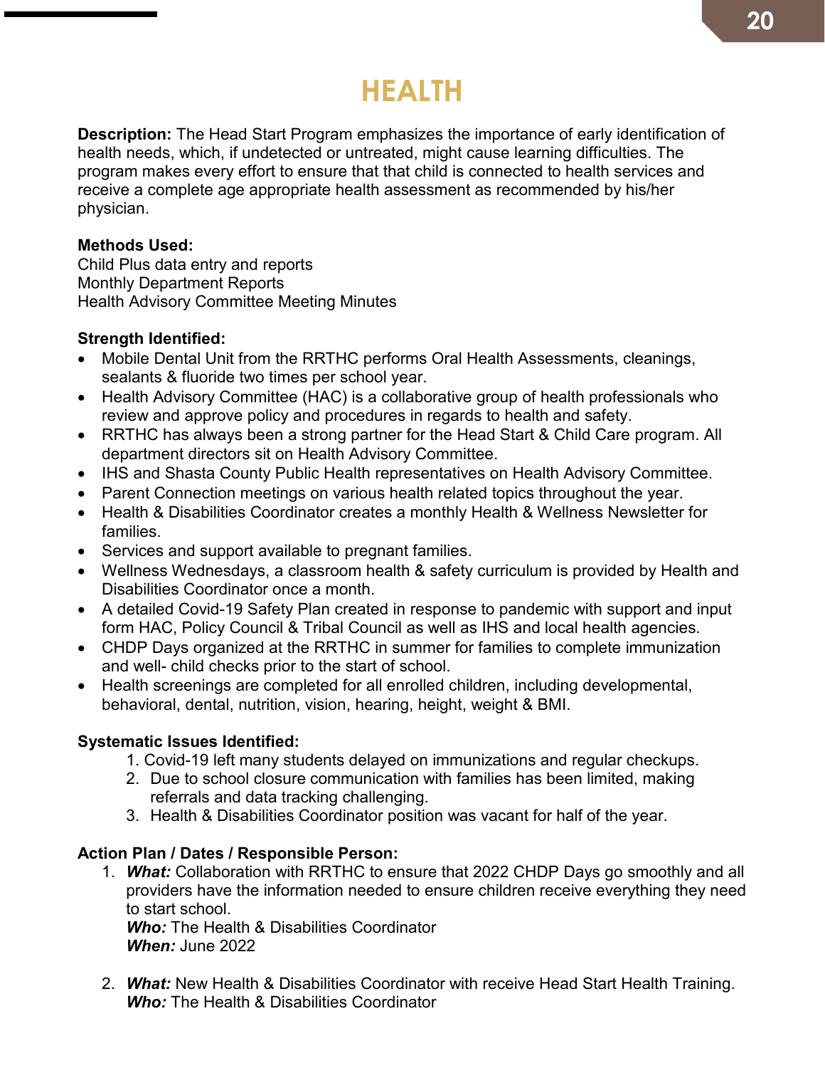# HEALTH

**Description:** The Head Start Program emphasizes the importance of early identification of health needs, which, if undetected or untreated, might cause learning difficulties. The program makes every effort to ensure that that child is connected to health services and receive a complete age appropriate health assessment as recommended by his/her physician.

**Methods Used:**
Child Plus data entry and reports
Monthly Department Reports
Health Advisory Committee Meeting Minutes

**Strength Identified:**

- Mobile Dental Unit from the RRTHC performs Oral Health Assessments, cleanings, sealants & fluoride two times per school year.
- Health Advisory Committee (HAC) is a collaborative group of health professionals who review and approve policy and procedures in regards to health and safety.
- RRTHC has always been a strong partner for the Head Start & Child Care program. All department directors sit on Health Advisory Committee.
- IHS and Shasta County Public Health representatives on Health Advisory Committee.
- Parent Connection meetings on various health related topics throughout the year.
- Health & Disabilities Coordinator creates a monthly Health & Wellness Newsletter for families.
- Services and support available to pregnant families.
- Wellness Wednesdays, a classroom health & safety curriculum is provided by Health and Disabilities Coordinator once a month.
- A detailed Covid-19 Safety Plan created in response to pandemic with support and input form HAC, Policy Council & Tribal Council as well as IHS and local health agencies.
- CHDP Days organized at the RRTHC in summer for families to complete immunization and well- child checks prior to the start of school.
- Health screenings are completed for all enrolled children, including developmental, behavioral, dental, nutrition, vision, hearing, height, weight & BMI.

**Systematic Issues Identified:**

1. Covid-19 left many students delayed on immunizations and regular checkups.
2. Due to school closure communication with families has been limited, making referrals and data tracking challenging.
3. Health & Disabilities Coordinator position was vacant for half of the year.

**Action Plan / Dates / Responsible Person:**

1. ***What:*** Collaboration with RRTHC to ensure that 2022 CHDP Days go smoothly and all providers have the information needed to ensure children receive everything they need to start school.
   ***Who:*** The Health & Disabilities Coordinator
   ***When:*** June 2022

2. ***What:*** New Health & Disabilities Coordinator with receive Head Start Health Training.
   ***Who:*** The Health & Disabilities Coordinator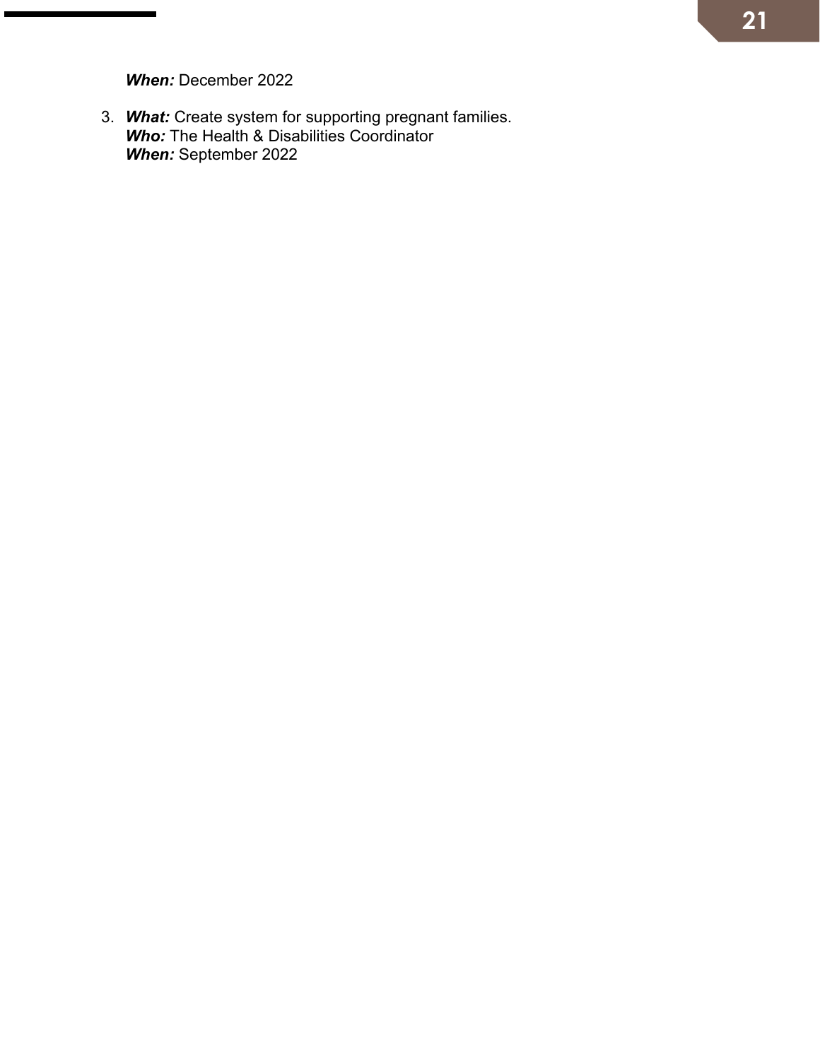***When:*** December 2022

3. ***What:*** Create system for supporting pregnant families.
   ***Who:*** The Health & Disabilities Coordinator
   ***When:*** September 2022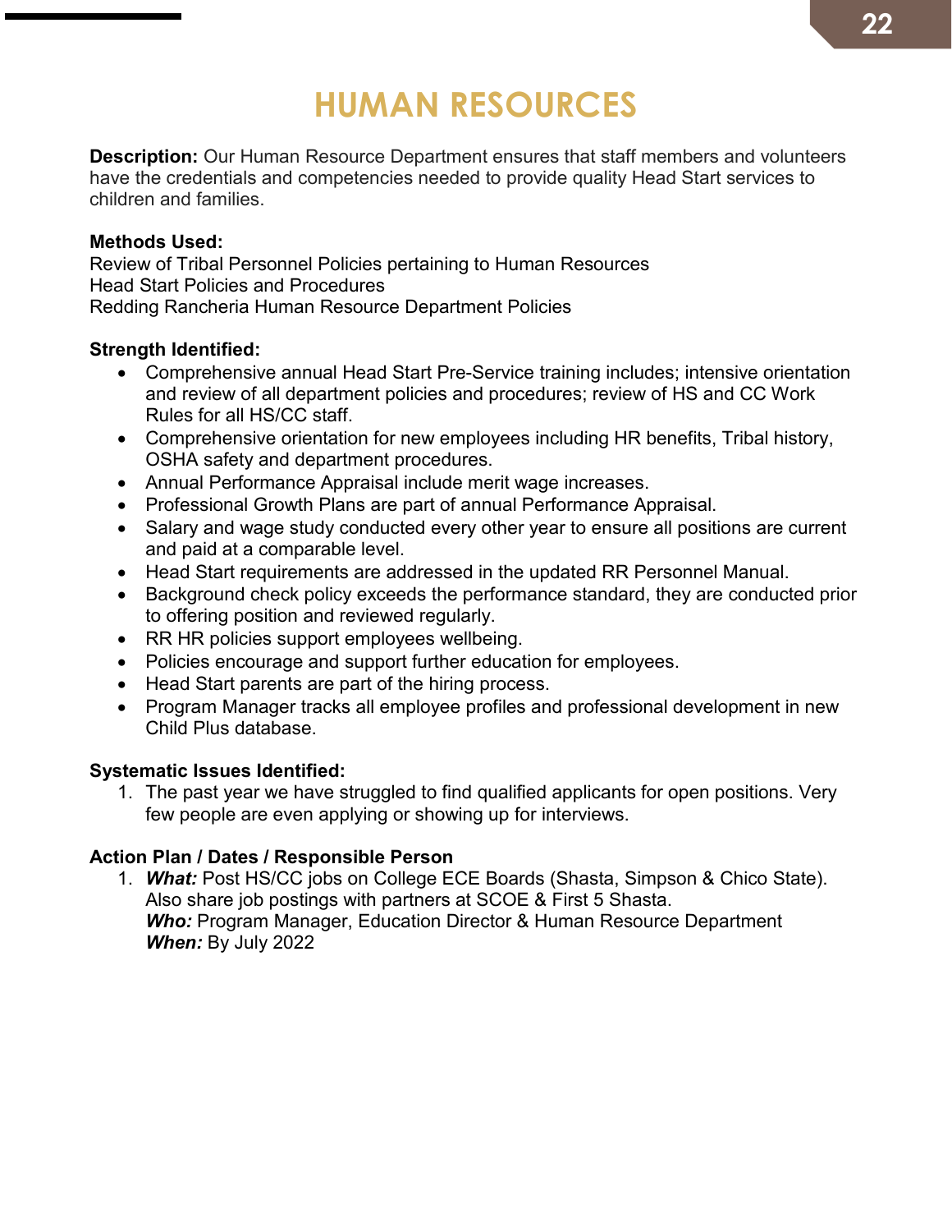# HUMAN RESOURCES

**Description:** Our Human Resource Department ensures that staff members and volunteers have the credentials and competencies needed to provide quality Head Start services to children and families.

**Methods Used:**
Review of Tribal Personnel Policies pertaining to Human Resources
Head Start Policies and Procedures
Redding Rancheria Human Resource Department Policies

**Strength Identified:**

- Comprehensive annual Head Start Pre-Service training includes; intensive orientation and review of all department policies and procedures; review of HS and CC Work Rules for all HS/CC staff.
- Comprehensive orientation for new employees including HR benefits, Tribal history, OSHA safety and department procedures.
- Annual Performance Appraisal include merit wage increases.
- Professional Growth Plans are part of annual Performance Appraisal.
- Salary and wage study conducted every other year to ensure all positions are current and paid at a comparable level.
- Head Start requirements are addressed in the updated RR Personnel Manual.
- Background check policy exceeds the performance standard, they are conducted prior to offering position and reviewed regularly.
- RR HR policies support employees wellbeing.
- Policies encourage and support further education for employees.
- Head Start parents are part of the hiring process.
- Program Manager tracks all employee profiles and professional development in new Child Plus database.

**Systematic Issues Identified:**

1. The past year we have struggled to find qualified applicants for open positions. Very few people are even applying or showing up for interviews.

**Action Plan / Dates / Responsible Person**

1. ***What:*** Post HS/CC jobs on College ECE Boards (Shasta, Simpson & Chico State). Also share job postings with partners at SCOE & First 5 Shasta.
   ***Who:*** Program Manager, Education Director & Human Resource Department
   ***When:*** By July 2022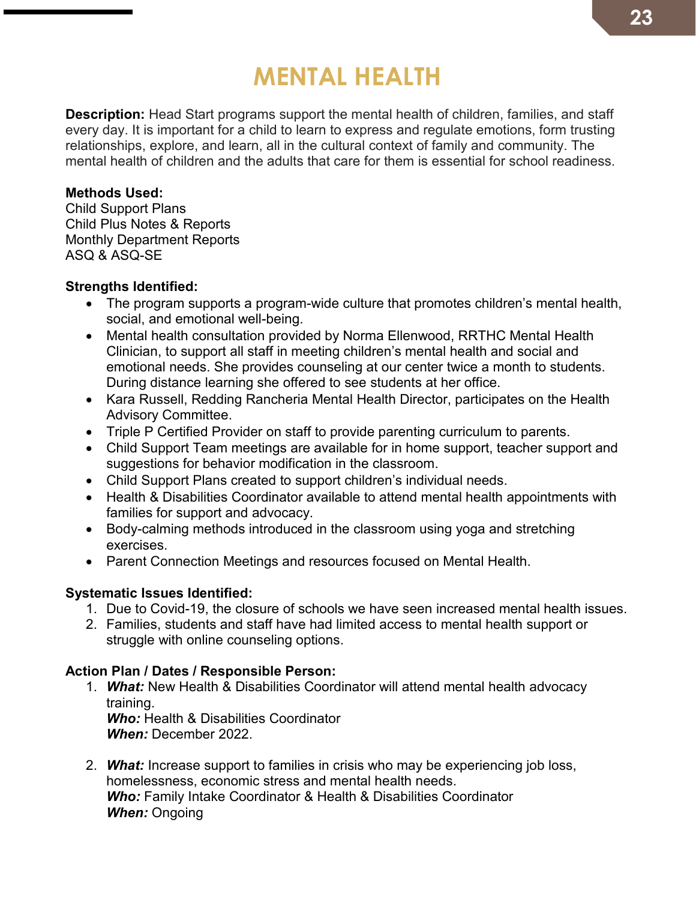# MENTAL HEALTH

**Description:** Head Start programs support the mental health of children, families, and staff every day. It is important for a child to learn to express and regulate emotions, form trusting relationships, explore, and learn, all in the cultural context of family and community. The mental health of children and the adults that care for them is essential for school readiness.

**Methods Used:**
Child Support Plans
Child Plus Notes & Reports
Monthly Department Reports
ASQ & ASQ-SE

**Strengths Identified:**

- The program supports a program-wide culture that promotes children's mental health, social, and emotional well-being.
- Mental health consultation provided by Norma Ellenwood, RRTHC Mental Health Clinician, to support all staff in meeting children's mental health and social and emotional needs. She provides counseling at our center twice a month to students. During distance learning she offered to see students at her office.
- Kara Russell, Redding Rancheria Mental Health Director, participates on the Health Advisory Committee.
- Triple P Certified Provider on staff to provide parenting curriculum to parents.
- Child Support Team meetings are available for in home support, teacher support and suggestions for behavior modification in the classroom.
- Child Support Plans created to support children's individual needs.
- Health & Disabilities Coordinator available to attend mental health appointments with families for support and advocacy.
- Body-calming methods introduced in the classroom using yoga and stretching exercises.
- Parent Connection Meetings and resources focused on Mental Health.

**Systematic Issues Identified:**

1. Due to Covid-19, the closure of schools we have seen increased mental health issues.
2. Families, students and staff have had limited access to mental health support or struggle with online counseling options.

**Action Plan / Dates / Responsible Person:**

1. ***What:*** New Health & Disabilities Coordinator will attend mental health advocacy training.
   ***Who:*** Health & Disabilities Coordinator
   ***When:*** December 2022.

2. ***What:*** Increase support to families in crisis who may be experiencing job loss, homelessness, economic stress and mental health needs.
   ***Who:*** Family Intake Coordinator & Health & Disabilities Coordinator
   ***When:*** Ongoing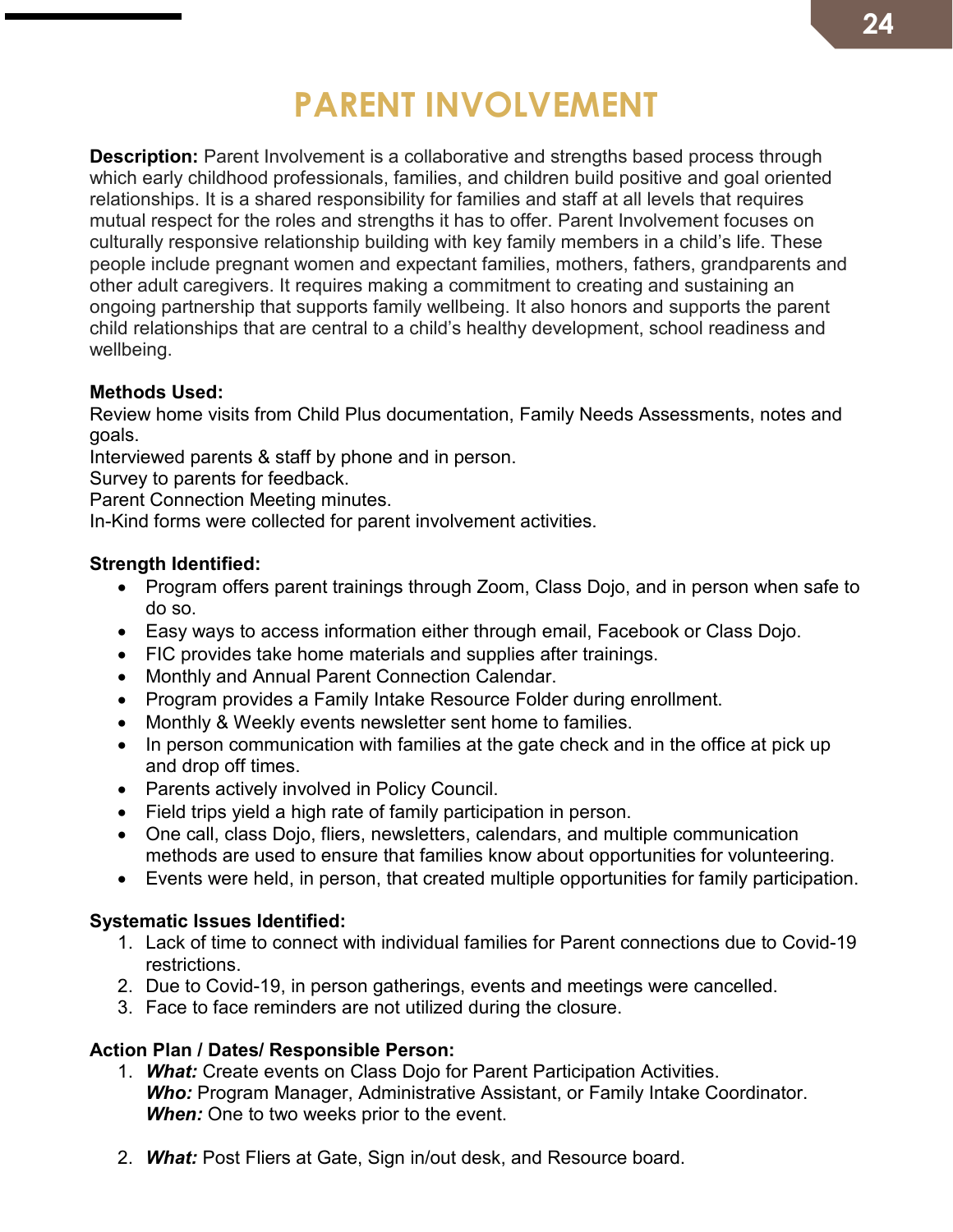# PARENT INVOLVEMENT

**Description:** Parent Involvement is a collaborative and strengths based process through which early childhood professionals, families, and children build positive and goal oriented relationships. It is a shared responsibility for families and staff at all levels that requires mutual respect for the roles and strengths it has to offer. Parent Involvement focuses on culturally responsive relationship building with key family members in a child's life. These people include pregnant women and expectant families, mothers, fathers, grandparents and other adult caregivers. It requires making a commitment to creating and sustaining an ongoing partnership that supports family wellbeing. It also honors and supports the parent child relationships that are central to a child's healthy development, school readiness and wellbeing.

**Methods Used:**
Review home visits from Child Plus documentation, Family Needs Assessments, notes and goals.
Interviewed parents & staff by phone and in person.
Survey to parents for feedback.
Parent Connection Meeting minutes.
In-Kind forms were collected for parent involvement activities.

**Strength Identified:**

- Program offers parent trainings through Zoom, Class Dojo, and in person when safe to do so.
- Easy ways to access information either through email, Facebook or Class Dojo.
- FIC provides take home materials and supplies after trainings.
- Monthly and Annual Parent Connection Calendar.
- Program provides a Family Intake Resource Folder during enrollment.
- Monthly & Weekly events newsletter sent home to families.
- In person communication with families at the gate check and in the office at pick up and drop off times.
- Parents actively involved in Policy Council.
- Field trips yield a high rate of family participation in person.
- One call, class Dojo, fliers, newsletters, calendars, and multiple communication methods are used to ensure that families know about opportunities for volunteering.
- Events were held, in person, that created multiple opportunities for family participation.

**Systematic Issues Identified:**

1. Lack of time to connect with individual families for Parent connections due to Covid-19 restrictions.
2. Due to Covid-19, in person gatherings, events and meetings were cancelled.
3. Face to face reminders are not utilized during the closure.

**Action Plan / Dates/ Responsible Person:**

1. ***What:*** Create events on Class Dojo for Parent Participation Activities.
   ***Who:*** Program Manager, Administrative Assistant, or Family Intake Coordinator.
   ***When:*** One to two weeks prior to the event.

2. ***What:*** Post Fliers at Gate, Sign in/out desk, and Resource board.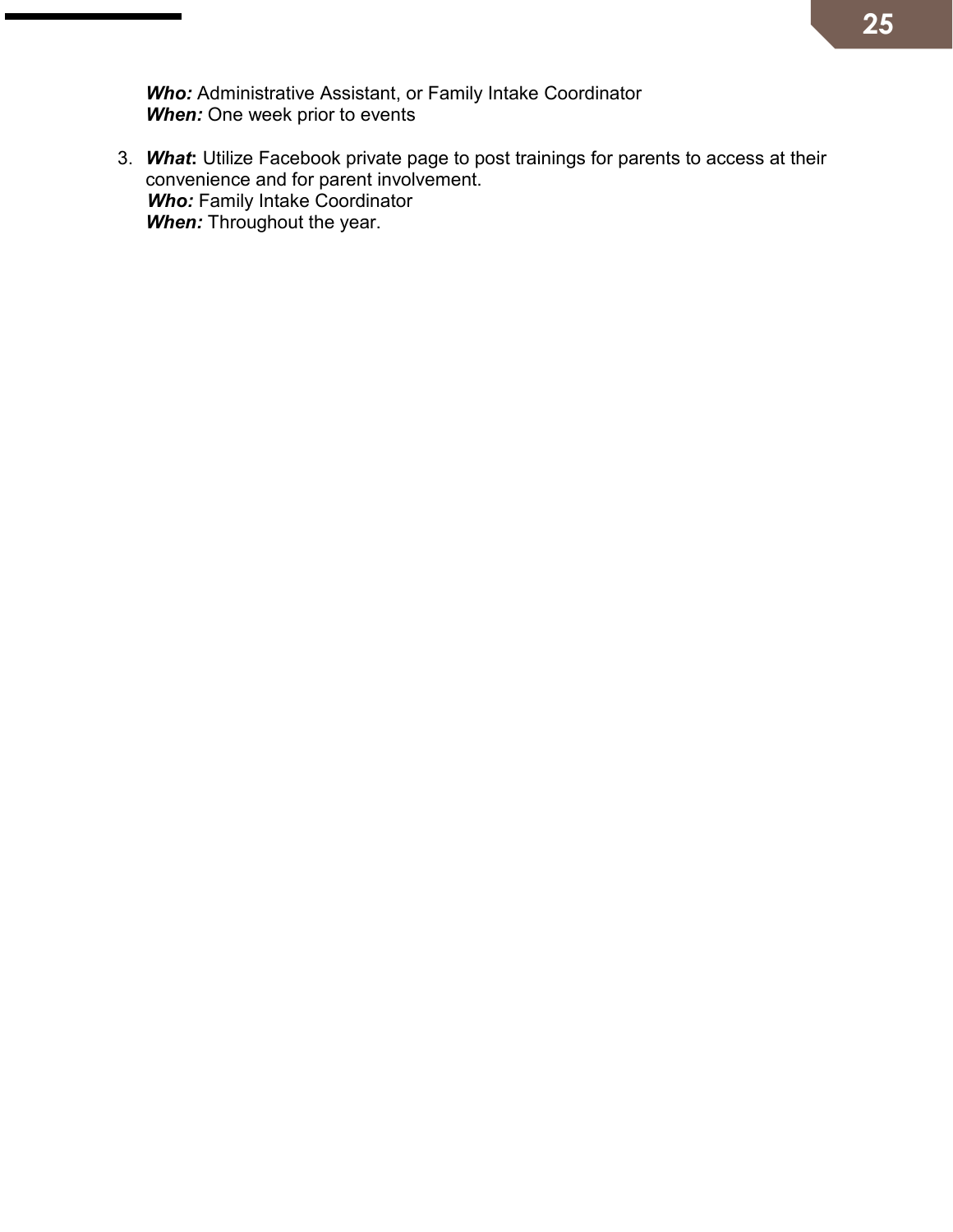***Who:*** Administrative Assistant, or Family Intake Coordinator
***When:*** One week prior to events

3. ***What*:** Utilize Facebook private page to post trainings for parents to access at their convenience and for parent involvement.
   ***Who:*** Family Intake Coordinator
   ***When:*** Throughout the year.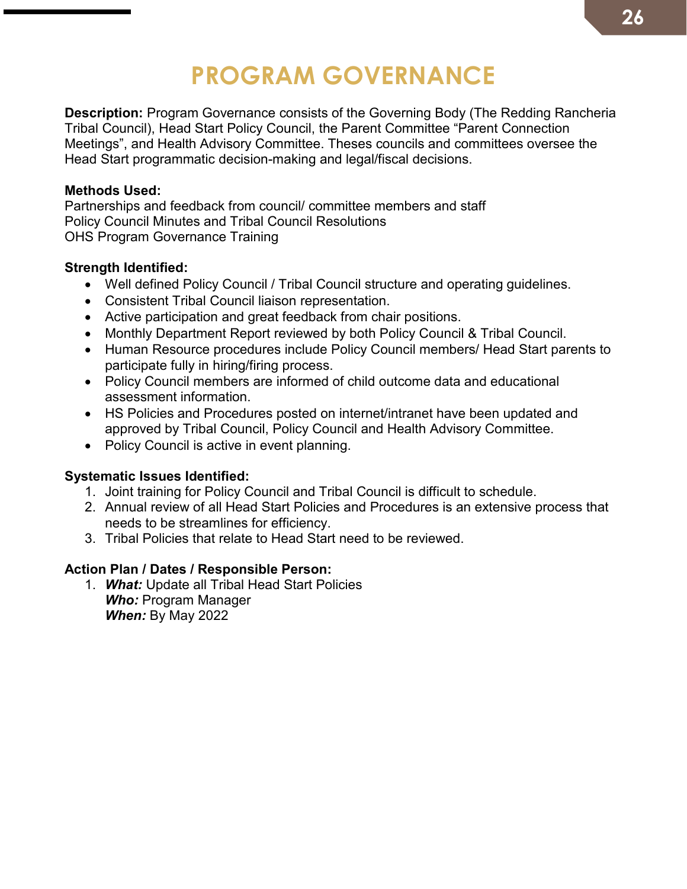# PROGRAM GOVERNANCE

**Description:** Program Governance consists of the Governing Body (The Redding Rancheria Tribal Council), Head Start Policy Council, the Parent Committee "Parent Connection Meetings", and Health Advisory Committee. Theses councils and committees oversee the Head Start programmatic decision-making and legal/fiscal decisions.

**Methods Used:**
Partnerships and feedback from council/ committee members and staff
Policy Council Minutes and Tribal Council Resolutions
OHS Program Governance Training

**Strength Identified:**

- Well defined Policy Council / Tribal Council structure and operating guidelines.
- Consistent Tribal Council liaison representation.
- Active participation and great feedback from chair positions.
- Monthly Department Report reviewed by both Policy Council & Tribal Council.
- Human Resource procedures include Policy Council members/ Head Start parents to participate fully in hiring/firing process.
- Policy Council members are informed of child outcome data and educational assessment information.
- HS Policies and Procedures posted on internet/intranet have been updated and approved by Tribal Council, Policy Council and Health Advisory Committee.
- Policy Council is active in event planning.

**Systematic Issues Identified:**

1. Joint training for Policy Council and Tribal Council is difficult to schedule.
2. Annual review of all Head Start Policies and Procedures is an extensive process that needs to be streamlines for efficiency.
3. Tribal Policies that relate to Head Start need to be reviewed.

**Action Plan / Dates / Responsible Person:**

1. ***What:*** Update all Tribal Head Start Policies
   ***Who:*** Program Manager
   ***When:*** By May 2022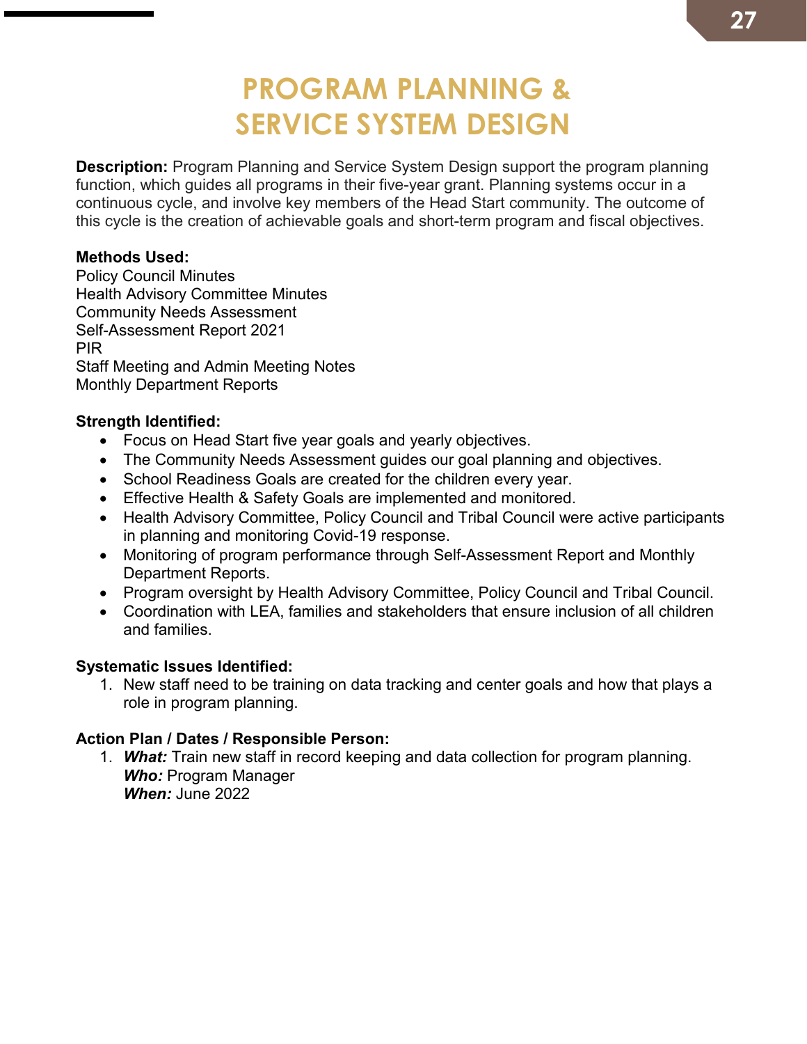# PROGRAM PLANNING & SERVICE SYSTEM DESIGN

**Description:** Program Planning and Service System Design support the program planning function, which guides all programs in their five-year grant. Planning systems occur in a continuous cycle, and involve key members of the Head Start community. The outcome of this cycle is the creation of achievable goals and short-term program and fiscal objectives.

**Methods Used:**
Policy Council Minutes
Health Advisory Committee Minutes
Community Needs Assessment
Self-Assessment Report 2021
PIR
Staff Meeting and Admin Meeting Notes
Monthly Department Reports

**Strength Identified:**

- Focus on Head Start five year goals and yearly objectives.
- The Community Needs Assessment guides our goal planning and objectives.
- School Readiness Goals are created for the children every year.
- Effective Health & Safety Goals are implemented and monitored.
- Health Advisory Committee, Policy Council and Tribal Council were active participants in planning and monitoring Covid-19 response.
- Monitoring of program performance through Self-Assessment Report and Monthly Department Reports.
- Program oversight by Health Advisory Committee, Policy Council and Tribal Council.
- Coordination with LEA, families and stakeholders that ensure inclusion of all children and families.

**Systematic Issues Identified:**

1. New staff need to be training on data tracking and center goals and how that plays a role in program planning.

**Action Plan / Dates / Responsible Person:**

1. ***What:*** Train new staff in record keeping and data collection for program planning.
   ***Who:*** Program Manager
   ***When:*** June 2022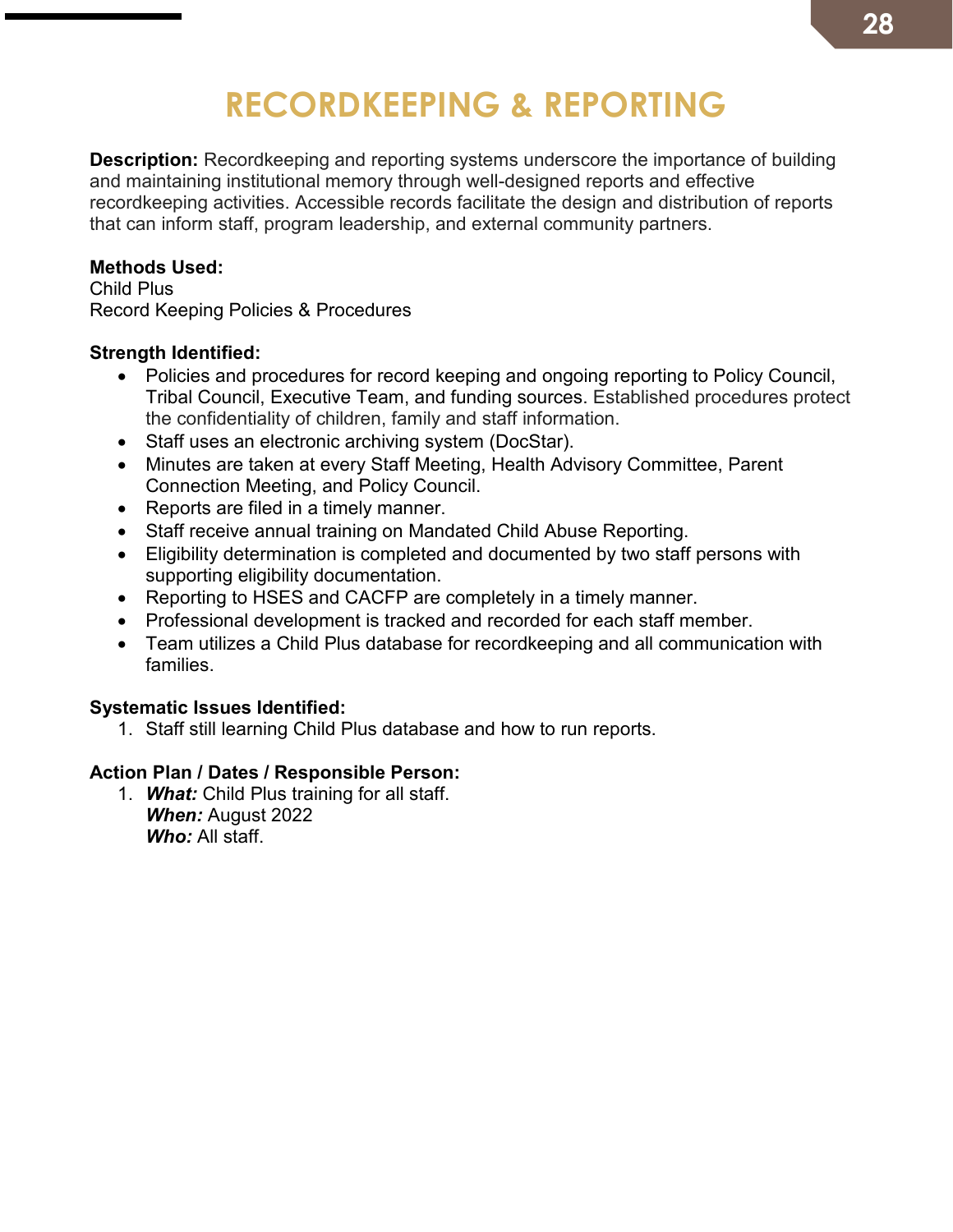# RECORDKEEPING & REPORTING

**Description:** Recordkeeping and reporting systems underscore the importance of building and maintaining institutional memory through well-designed reports and effective recordkeeping activities. Accessible records facilitate the design and distribution of reports that can inform staff, program leadership, and external community partners.

**Methods Used:**
Child Plus
Record Keeping Policies & Procedures

**Strength Identified:**

- Policies and procedures for record keeping and ongoing reporting to Policy Council, Tribal Council, Executive Team, and funding sources. Established procedures protect the confidentiality of children, family and staff information.
- Staff uses an electronic archiving system (DocStar).
- Minutes are taken at every Staff Meeting, Health Advisory Committee, Parent Connection Meeting, and Policy Council.
- Reports are filed in a timely manner.
- Staff receive annual training on Mandated Child Abuse Reporting.
- Eligibility determination is completed and documented by two staff persons with supporting eligibility documentation.
- Reporting to HSES and CACFP are completely in a timely manner.
- Professional development is tracked and recorded for each staff member.
- Team utilizes a Child Plus database for recordkeeping and all communication with families.

**Systematic Issues Identified:**

1. Staff still learning Child Plus database and how to run reports.

**Action Plan / Dates / Responsible Person:**

1. ***What:*** Child Plus training for all staff.
   ***When:*** August 2022
   ***Who:*** All staff.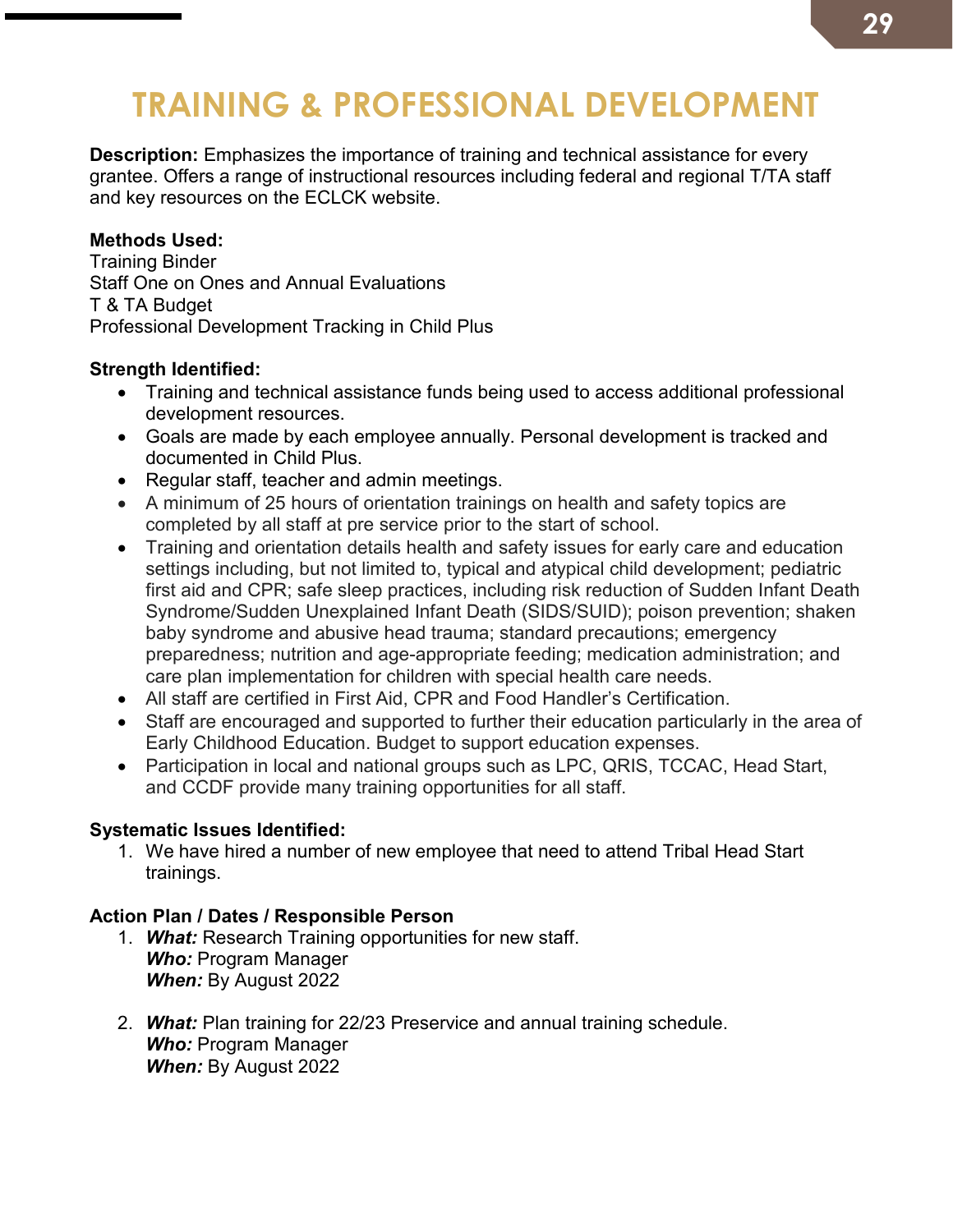# TRAINING & PROFESSIONAL DEVELOPMENT

**Description:** Emphasizes the importance of training and technical assistance for every grantee. Offers a range of instructional resources including federal and regional T/TA staff and key resources on the ECLCK website.

**Methods Used:**
Training Binder
Staff One on Ones and Annual Evaluations
T & TA Budget
Professional Development Tracking in Child Plus

**Strength Identified:**

- Training and technical assistance funds being used to access additional professional development resources.
- Goals are made by each employee annually. Personal development is tracked and documented in Child Plus.
- Regular staff, teacher and admin meetings.
- A minimum of 25 hours of orientation trainings on health and safety topics are completed by all staff at pre service prior to the start of school.
- Training and orientation details health and safety issues for early care and education settings including, but not limited to, typical and atypical child development; pediatric first aid and CPR; safe sleep practices, including risk reduction of Sudden Infant Death Syndrome/Sudden Unexplained Infant Death (SIDS/SUID); poison prevention; shaken baby syndrome and abusive head trauma; standard precautions; emergency preparedness; nutrition and age-appropriate feeding; medication administration; and care plan implementation for children with special health care needs.
- All staff are certified in First Aid, CPR and Food Handler's Certification.
- Staff are encouraged and supported to further their education particularly in the area of Early Childhood Education. Budget to support education expenses.
- Participation in local and national groups such as LPC, QRIS, TCCAC, Head Start, and CCDF provide many training opportunities for all staff.

**Systematic Issues Identified:**

1. We have hired a number of new employee that need to attend Tribal Head Start trainings.

**Action Plan / Dates / Responsible Person**

1. ***What:*** Research Training opportunities for new staff.
   ***Who:*** Program Manager
   ***When:*** By August 2022

2. ***What:*** Plan training for 22/23 Preservice and annual training schedule.
   ***Who:*** Program Manager
   ***When:*** By August 2022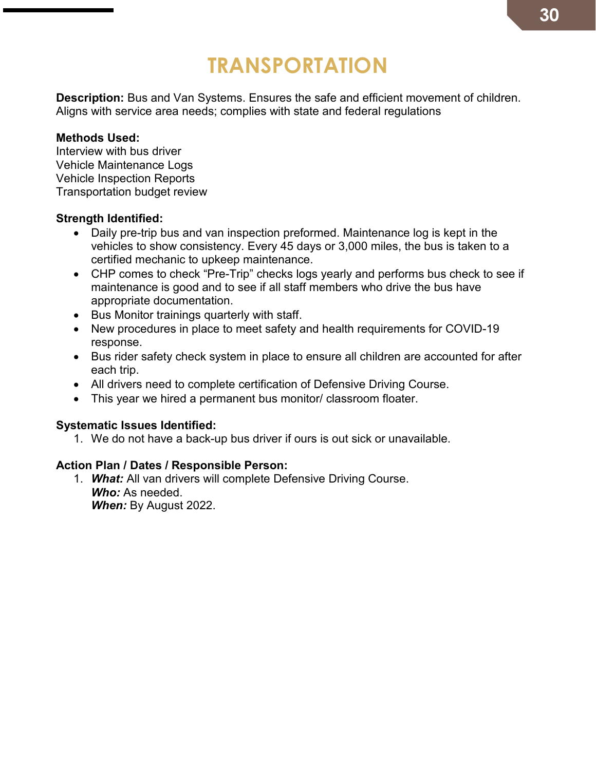# TRANSPORTATION

**Description:** Bus and Van Systems. Ensures the safe and efficient movement of children. Aligns with service area needs; complies with state and federal regulations

**Methods Used:**
Interview with bus driver
Vehicle Maintenance Logs
Vehicle Inspection Reports
Transportation budget review

**Strength Identified:**

- Daily pre-trip bus and van inspection preformed. Maintenance log is kept in the vehicles to show consistency. Every 45 days or 3,000 miles, the bus is taken to a certified mechanic to upkeep maintenance.
- CHP comes to check "Pre-Trip" checks logs yearly and performs bus check to see if maintenance is good and to see if all staff members who drive the bus have appropriate documentation.
- Bus Monitor trainings quarterly with staff.
- New procedures in place to meet safety and health requirements for COVID-19 response.
- Bus rider safety check system in place to ensure all children are accounted for after each trip.
- All drivers need to complete certification of Defensive Driving Course.
- This year we hired a permanent bus monitor/ classroom floater.

**Systematic Issues Identified:**

1. We do not have a back-up bus driver if ours is out sick or unavailable.

**Action Plan / Dates / Responsible Person:**

1. ***What:*** All van drivers will complete Defensive Driving Course.
   ***Who:*** As needed.
   ***When:*** By August 2022.